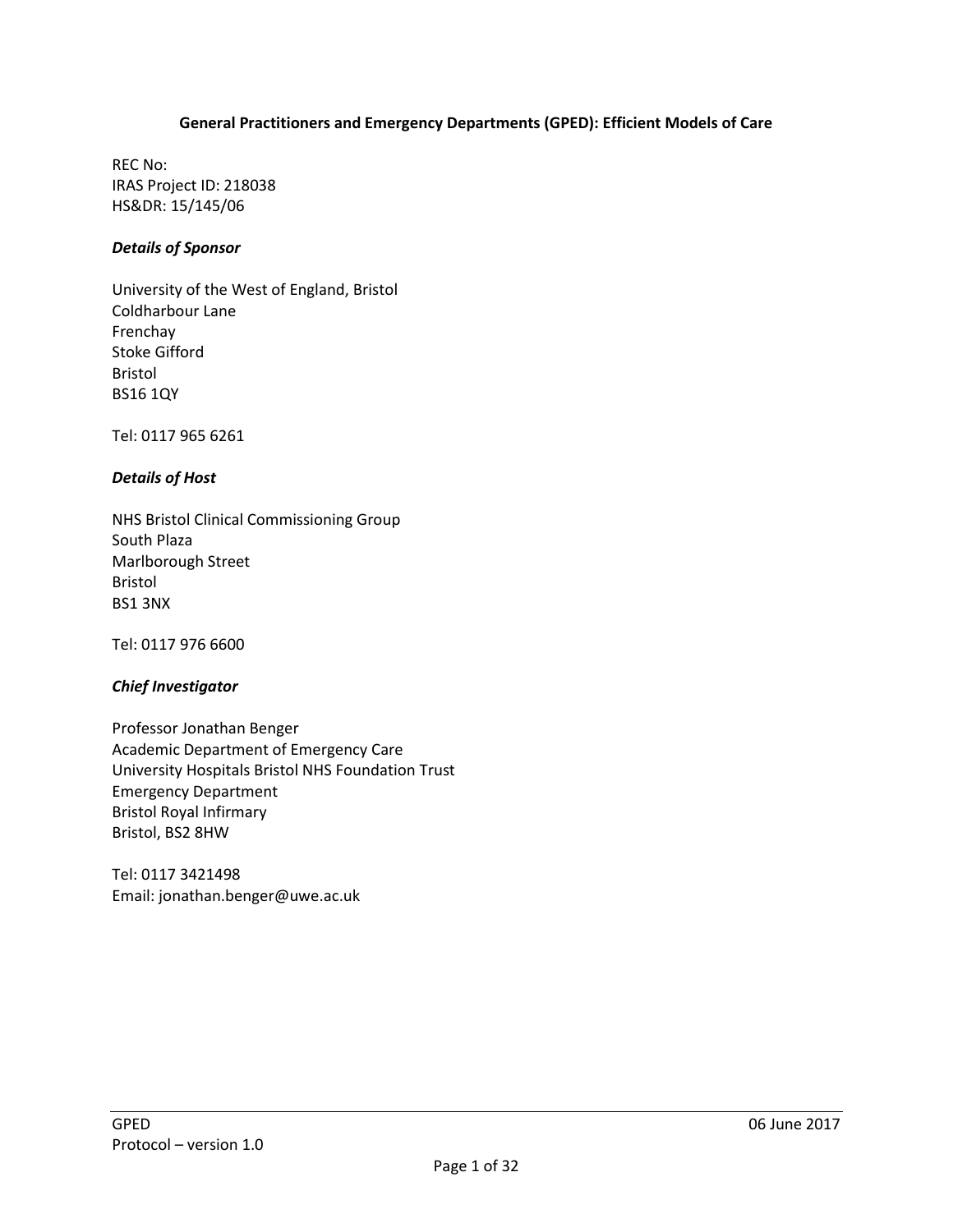# General Practitioners and Emergency Departments (GPED): Efficient Models of Care

REC No:
IRAS Project ID: 218038
HS&DR: 15/145/06

### *Details of Sponsor*

University of the West of England, Bristol
Coldharbour Lane
Frenchay
Stoke Gifford
Bristol
BS16 1QY

Tel: 0117 965 6261

### *Details of Host*

NHS Bristol Clinical Commissioning Group
South Plaza
Marlborough Street
Bristol
BS1 3NX

Tel: 0117 976 6600

### *Chief Investigator*

Professor Jonathan Benger
Academic Department of Emergency Care
University Hospitals Bristol NHS Foundation Trust
Emergency Department
Bristol Royal Infirmary
Bristol, BS2 8HW

Tel: 0117 3421498
Email: jonathan.benger@uwe.ac.uk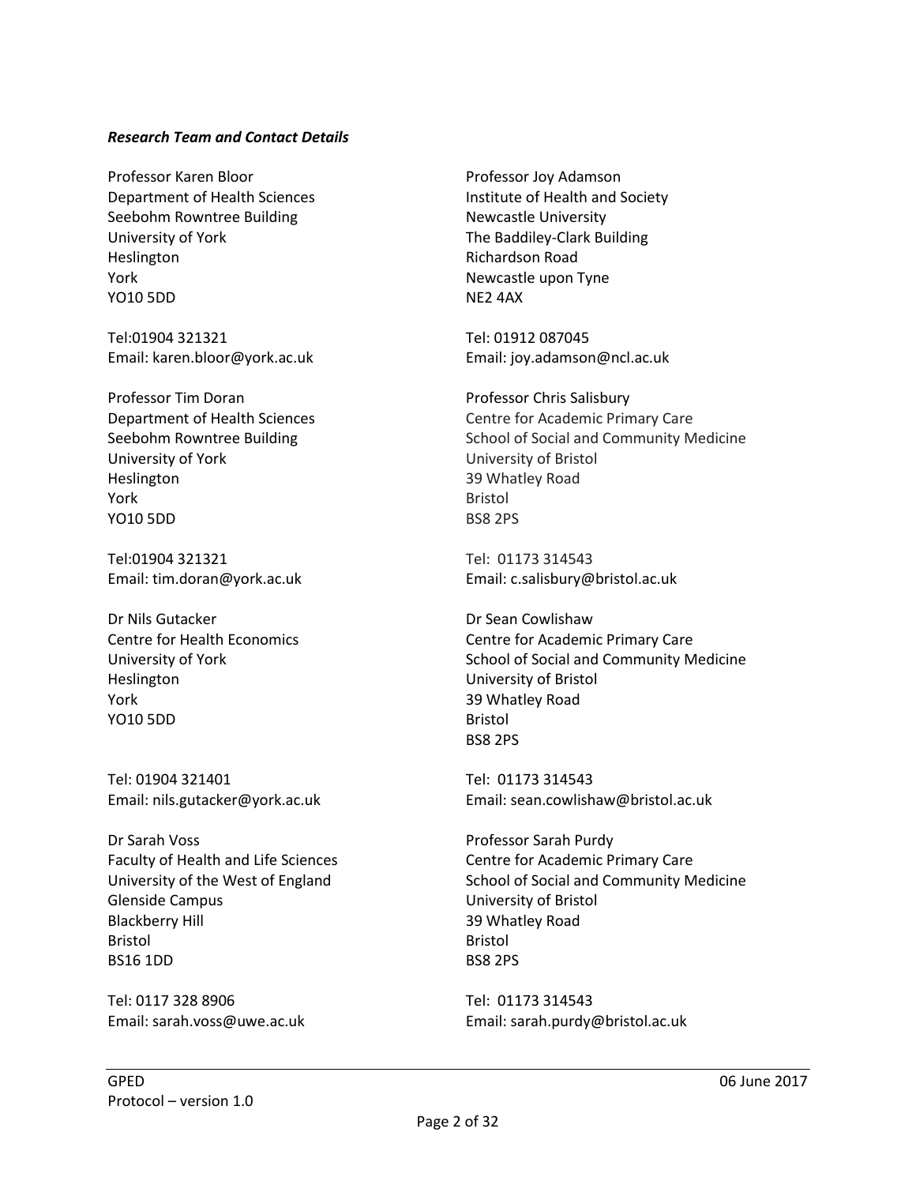***Research Team and Contact Details***

Professor Karen Bloor
Department of Health Sciences
Seebohm Rowntree Building
University of York
Heslington
York
YO10 5DD

Tel:01904 321321
Email: karen.bloor@york.ac.uk

Professor Tim Doran
Department of Health Sciences
Seebohm Rowntree Building
University of York
Heslington
York
YO10 5DD

Tel:01904 321321
Email: tim.doran@york.ac.uk

Dr Nils Gutacker
Centre for Health Economics
University of York
Heslington
York
YO10 5DD

Tel: 01904 321401
Email: nils.gutacker@york.ac.uk

Dr Sarah Voss
Faculty of Health and Life Sciences
University of the West of England
Glenside Campus
Blackberry Hill
Bristol
BS16 1DD

Tel: 0117 328 8906
Email: sarah.voss@uwe.ac.uk

Professor Joy Adamson
Institute of Health and Society
Newcastle University
The Baddiley-Clark Building
Richardson Road
Newcastle upon Tyne
NE2 4AX

Tel: 01912 087045
Email: joy.adamson@ncl.ac.uk

Professor Chris Salisbury
Centre for Academic Primary Care
School of Social and Community Medicine
University of Bristol
39 Whatley Road
Bristol
BS8 2PS

Tel: 01173 314543
Email: c.salisbury@bristol.ac.uk

Dr Sean Cowlishaw
Centre for Academic Primary Care
School of Social and Community Medicine
University of Bristol
39 Whatley Road
Bristol
BS8 2PS

Tel: 01173 314543
Email: sean.cowlishaw@bristol.ac.uk

Professor Sarah Purdy
Centre for Academic Primary Care
School of Social and Community Medicine
University of Bristol
39 Whatley Road
Bristol
BS8 2PS

Tel: 01173 314543
Email: sarah.purdy@bristol.ac.uk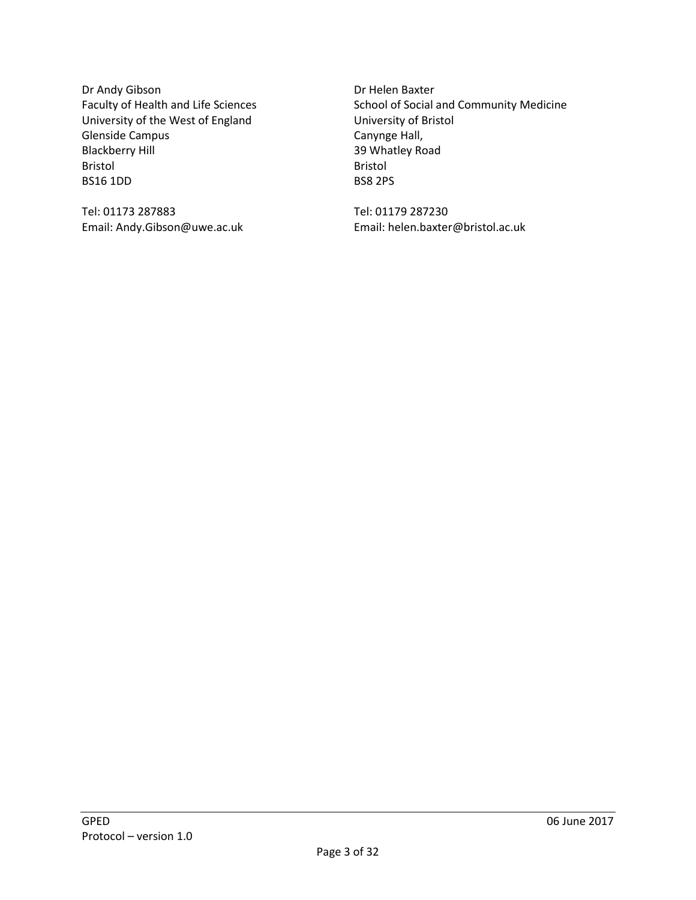Dr Andy Gibson
Faculty of Health and Life Sciences
University of the West of England
Glenside Campus
Blackberry Hill
Bristol
BS16 1DD

Tel: 01173 287883
Email: Andy.Gibson@uwe.ac.uk

Dr Helen Baxter
School of Social and Community Medicine
University of Bristol
Canynge Hall,
39 Whatley Road
Bristol
BS8 2PS

Tel: 01179 287230
Email: helen.baxter@bristol.ac.uk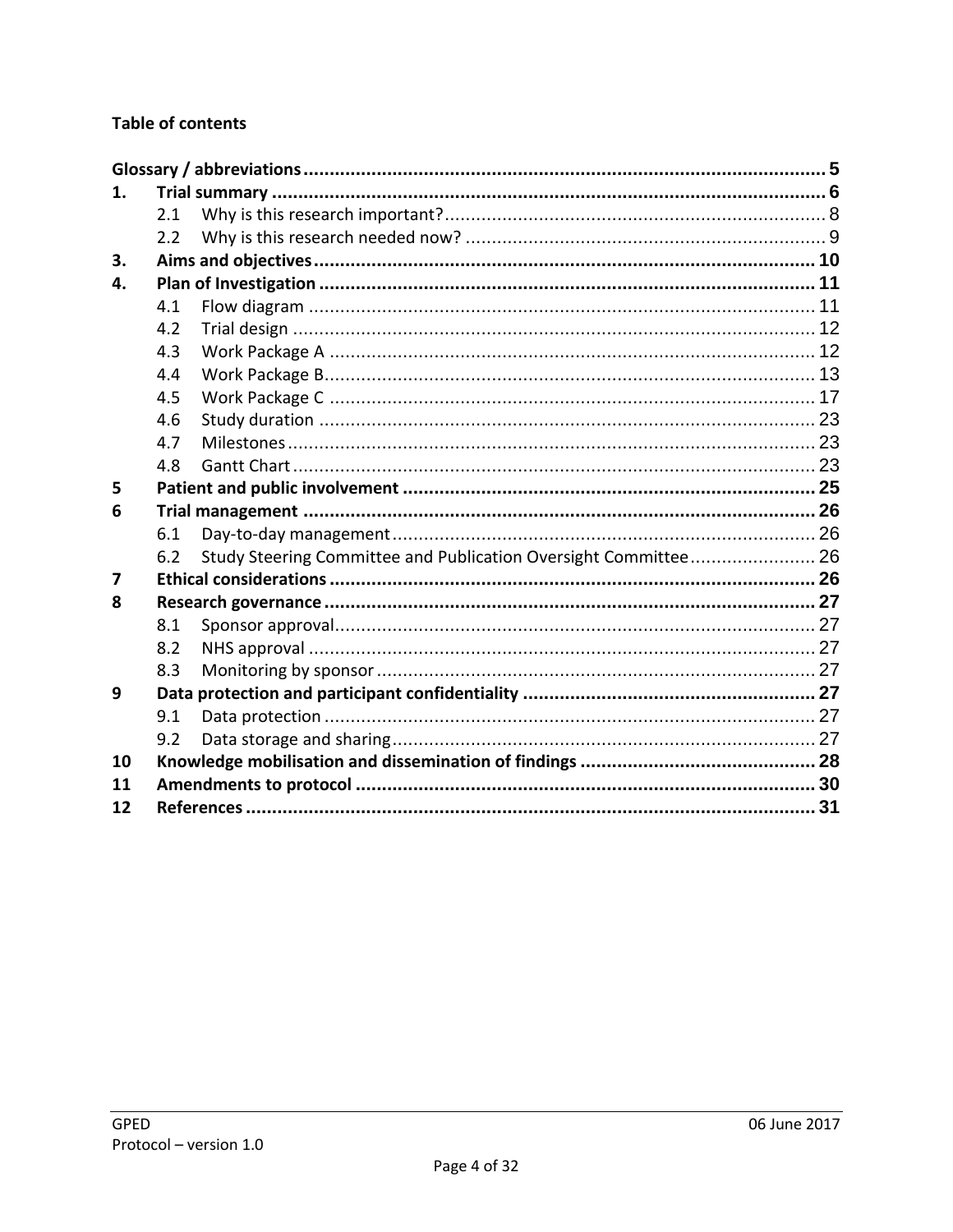**Table of contents**

| | | |
|---|---|---|
| **Glossary / abbreviations** | | **5** |
| **1.** | **Trial summary** | **6** |
| 2.1 | Why is this research important? | 8 |
| 2.2 | Why is this research needed now? | 9 |
| **3.** | **Aims and objectives** | **10** |
| **4.** | **Plan of Investigation** | **11** |
| 4.1 | Flow diagram | 11 |
| 4.2 | Trial design | 12 |
| 4.3 | Work Package A | 12 |
| 4.4 | Work Package B | 13 |
| 4.5 | Work Package C | 17 |
| 4.6 | Study duration | 23 |
| 4.7 | Milestones | 23 |
| 4.8 | Gantt Chart | 23 |
| **5** | **Patient and public involvement** | **25** |
| **6** | **Trial management** | **26** |
| 6.1 | Day-to-day management | 26 |
| 6.2 | Study Steering Committee and Publication Oversight Committee | 26 |
| **7** | **Ethical considerations** | **26** |
| **8** | **Research governance** | **27** |
| 8.1 | Sponsor approval | 27 |
| 8.2 | NHS approval | 27 |
| 8.3 | Monitoring by sponsor | 27 |
| **9** | **Data protection and participant confidentiality** | **27** |
| 9.1 | Data protection | 27 |
| 9.2 | Data storage and sharing | 27 |
| **10** | **Knowledge mobilisation and dissemination of findings** | **28** |
| **11** | **Amendments to protocol** | **30** |
| **12** | **References** | **31** |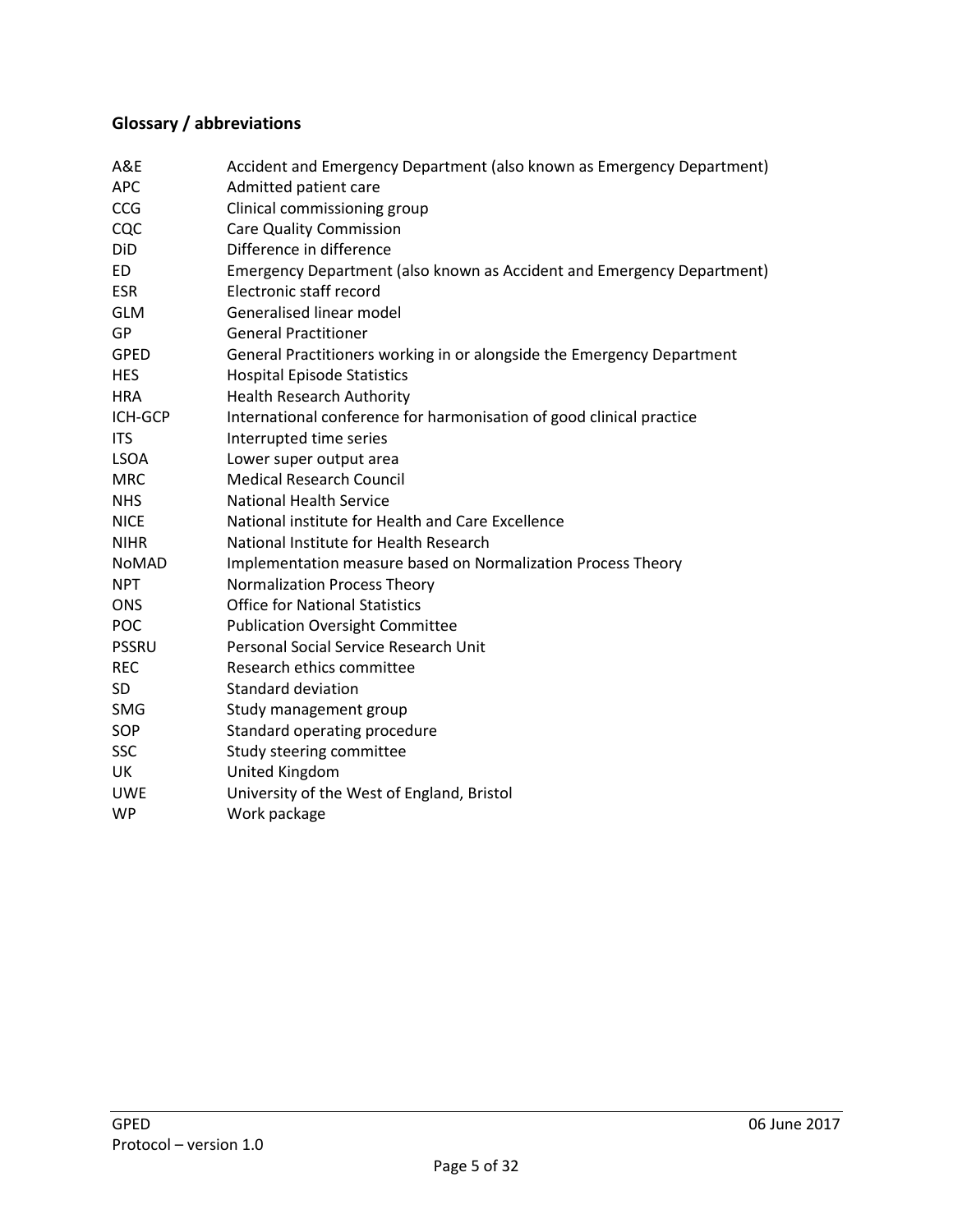## Glossary / abbreviations

| | |
|---|---|
| A&E | Accident and Emergency Department (also known as Emergency Department) |
| APC | Admitted patient care |
| CCG | Clinical commissioning group |
| CQC | Care Quality Commission |
| DiD | Difference in difference |
| ED | Emergency Department (also known as Accident and Emergency Department) |
| ESR | Electronic staff record |
| GLM | Generalised linear model |
| GP | General Practitioner |
| GPED | General Practitioners working in or alongside the Emergency Department |
| HES | Hospital Episode Statistics |
| HRA | Health Research Authority |
| ICH-GCP | International conference for harmonisation of good clinical practice |
| ITS | Interrupted time series |
| LSOA | Lower super output area |
| MRC | Medical Research Council |
| NHS | National Health Service |
| NICE | National institute for Health and Care Excellence |
| NIHR | National Institute for Health Research |
| NoMAD | Implementation measure based on Normalization Process Theory |
| NPT | Normalization Process Theory |
| ONS | Office for National Statistics |
| POC | Publication Oversight Committee |
| PSSRU | Personal Social Service Research Unit |
| REC | Research ethics committee |
| SD | Standard deviation |
| SMG | Study management group |
| SOP | Standard operating procedure |
| SSC | Study steering committee |
| UK | United Kingdom |
| UWE | University of the West of England, Bristol |
| WP | Work package |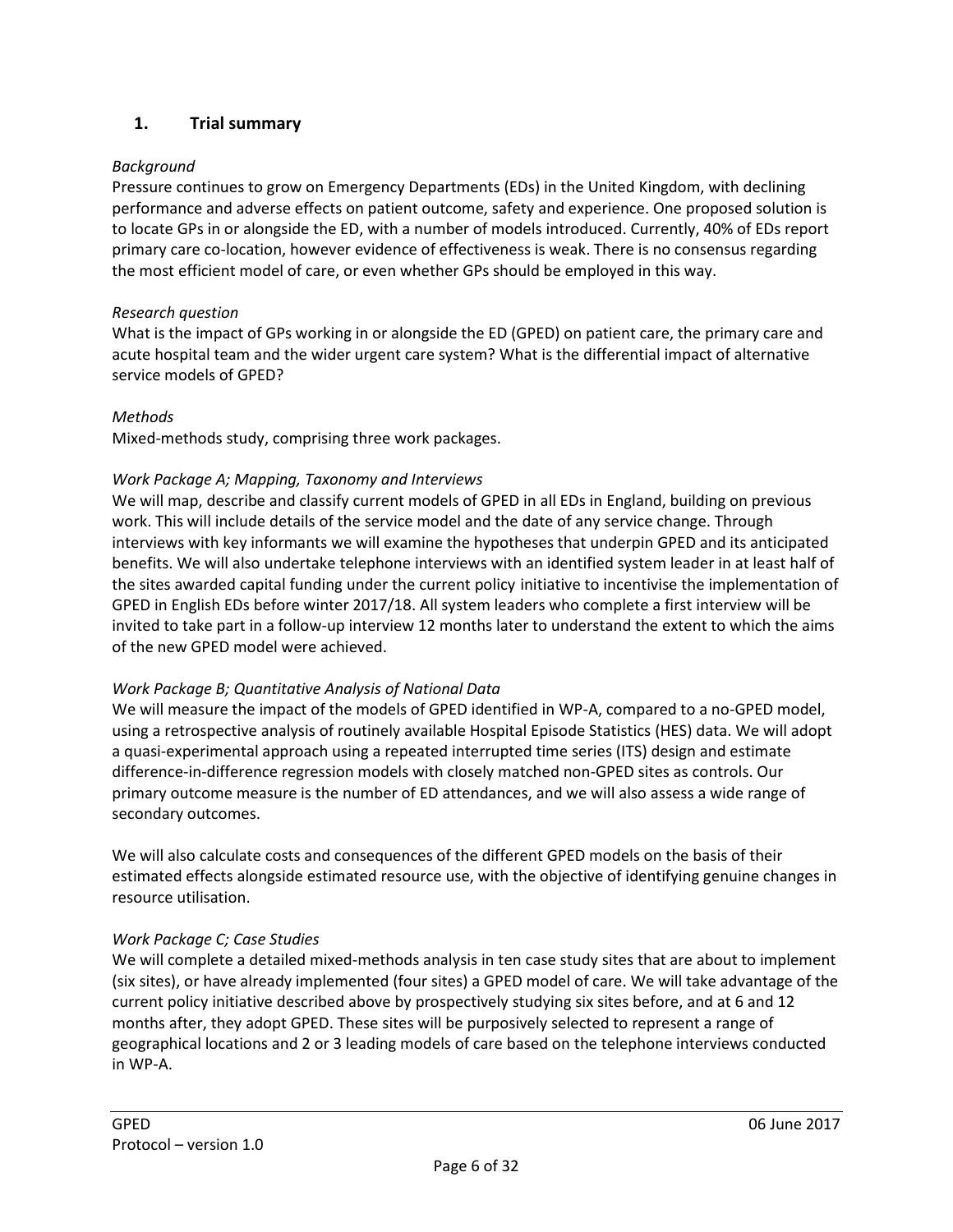## 1. Trial summary

*Background*

Pressure continues to grow on Emergency Departments (EDs) in the United Kingdom, with declining performance and adverse effects on patient outcome, safety and experience. One proposed solution is to locate GPs in or alongside the ED, with a number of models introduced. Currently, 40% of EDs report primary care co-location, however evidence of effectiveness is weak. There is no consensus regarding the most efficient model of care, or even whether GPs should be employed in this way.

*Research question*

What is the impact of GPs working in or alongside the ED (GPED) on patient care, the primary care and acute hospital team and the wider urgent care system? What is the differential impact of alternative service models of GPED?

*Methods*

Mixed-methods study, comprising three work packages.

*Work Package A; Mapping, Taxonomy and Interviews*

We will map, describe and classify current models of GPED in all EDs in England, building on previous work. This will include details of the service model and the date of any service change. Through interviews with key informants we will examine the hypotheses that underpin GPED and its anticipated benefits. We will also undertake telephone interviews with an identified system leader in at least half of the sites awarded capital funding under the current policy initiative to incentivise the implementation of GPED in English EDs before winter 2017/18. All system leaders who complete a first interview will be invited to take part in a follow-up interview 12 months later to understand the extent to which the aims of the new GPED model were achieved.

*Work Package B; Quantitative Analysis of National Data*

We will measure the impact of the models of GPED identified in WP-A, compared to a no-GPED model, using a retrospective analysis of routinely available Hospital Episode Statistics (HES) data. We will adopt a quasi-experimental approach using a repeated interrupted time series (ITS) design and estimate difference-in-difference regression models with closely matched non-GPED sites as controls. Our primary outcome measure is the number of ED attendances, and we will also assess a wide range of secondary outcomes.

We will also calculate costs and consequences of the different GPED models on the basis of their estimated effects alongside estimated resource use, with the objective of identifying genuine changes in resource utilisation.

*Work Package C; Case Studies*

We will complete a detailed mixed-methods analysis in ten case study sites that are about to implement (six sites), or have already implemented (four sites) a GPED model of care. We will take advantage of the current policy initiative described above by prospectively studying six sites before, and at 6 and 12 months after, they adopt GPED. These sites will be purposively selected to represent a range of geographical locations and 2 or 3 leading models of care based on the telephone interviews conducted in WP-A.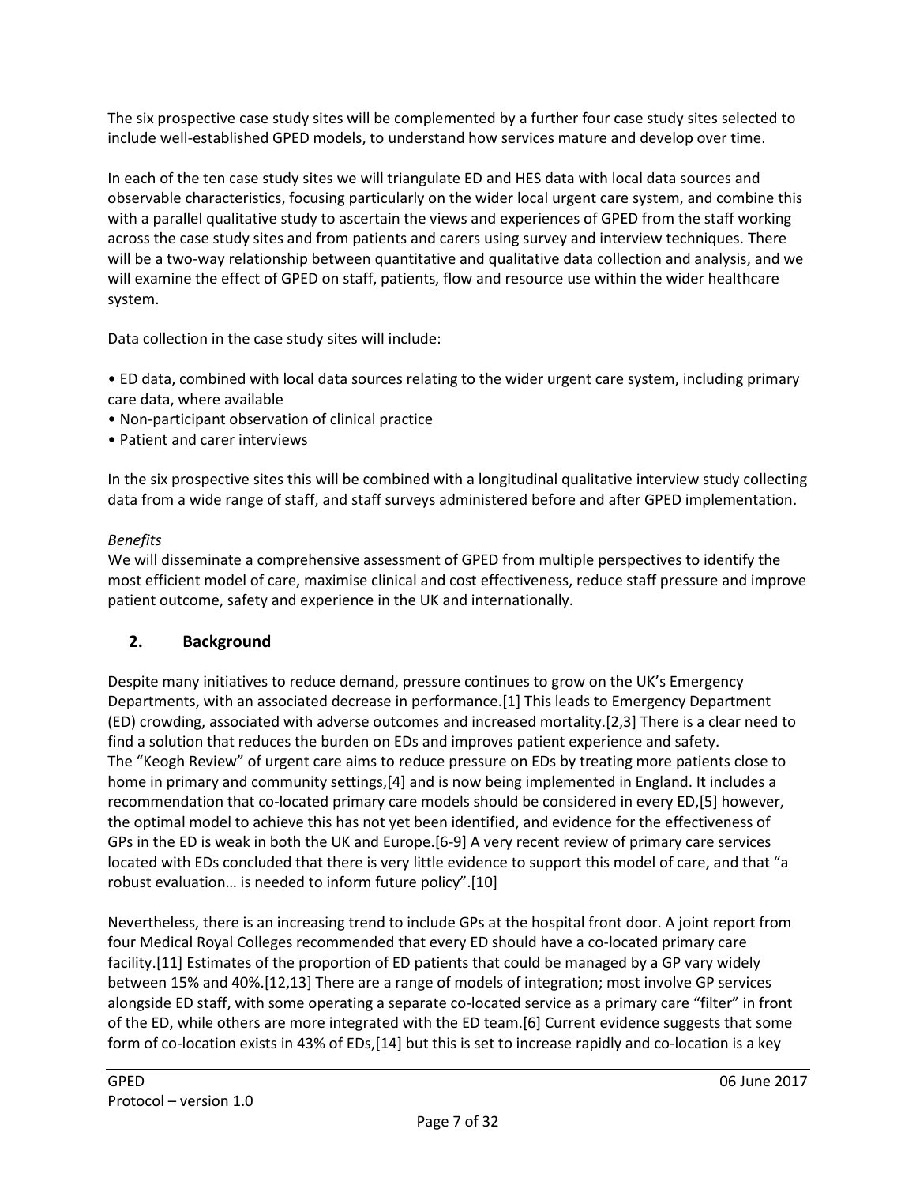The six prospective case study sites will be complemented by a further four case study sites selected to include well-established GPED models, to understand how services mature and develop over time.

In each of the ten case study sites we will triangulate ED and HES data with local data sources and observable characteristics, focusing particularly on the wider local urgent care system, and combine this with a parallel qualitative study to ascertain the views and experiences of GPED from the staff working across the case study sites and from patients and carers using survey and interview techniques. There will be a two-way relationship between quantitative and qualitative data collection and analysis, and we will examine the effect of GPED on staff, patients, flow and resource use within the wider healthcare system.

Data collection in the case study sites will include:

- ED data, combined with local data sources relating to the wider urgent care system, including primary care data, where available
- Non-participant observation of clinical practice
- Patient and carer interviews

In the six prospective sites this will be combined with a longitudinal qualitative interview study collecting data from a wide range of staff, and staff surveys administered before and after GPED implementation.

*Benefits*

We will disseminate a comprehensive assessment of GPED from multiple perspectives to identify the most efficient model of care, maximise clinical and cost effectiveness, reduce staff pressure and improve patient outcome, safety and experience in the UK and internationally.

## 2. Background

Despite many initiatives to reduce demand, pressure continues to grow on the UK's Emergency Departments, with an associated decrease in performance.[1] This leads to Emergency Department (ED) crowding, associated with adverse outcomes and increased mortality.[2,3] There is a clear need to find a solution that reduces the burden on EDs and improves patient experience and safety. The "Keogh Review" of urgent care aims to reduce pressure on EDs by treating more patients close to home in primary and community settings,[4] and is now being implemented in England. It includes a recommendation that co-located primary care models should be considered in every ED,[5] however, the optimal model to achieve this has not yet been identified, and evidence for the effectiveness of GPs in the ED is weak in both the UK and Europe.[6-9] A very recent review of primary care services located with EDs concluded that there is very little evidence to support this model of care, and that "a robust evaluation… is needed to inform future policy".[10]

Nevertheless, there is an increasing trend to include GPs at the hospital front door. A joint report from four Medical Royal Colleges recommended that every ED should have a co-located primary care facility.[11] Estimates of the proportion of ED patients that could be managed by a GP vary widely between 15% and 40%.[12,13] There are a range of models of integration; most involve GP services alongside ED staff, with some operating a separate co-located service as a primary care "filter" in front of the ED, while others are more integrated with the ED team.[6] Current evidence suggests that some form of co-location exists in 43% of EDs,[14] but this is set to increase rapidly and co-location is a key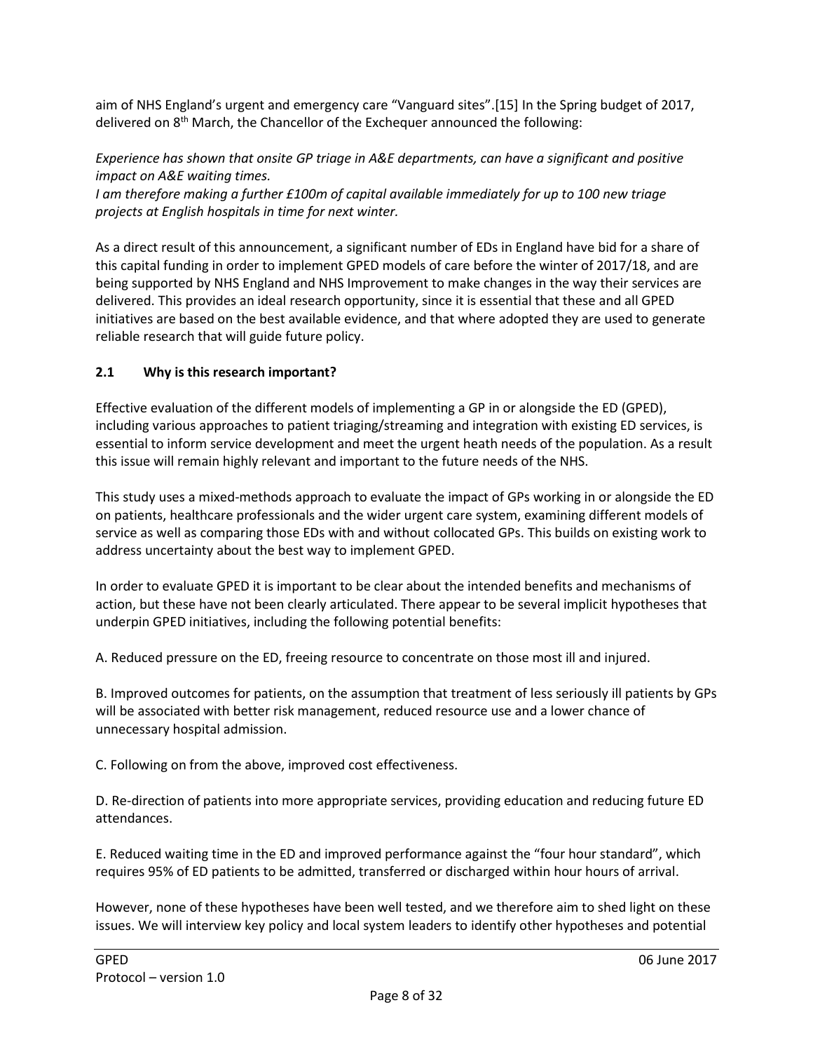aim of NHS England's urgent and emergency care "Vanguard sites".[15] In the Spring budget of 2017, delivered on 8th March, the Chancellor of the Exchequer announced the following:

*Experience has shown that onsite GP triage in A&E departments, can have a significant and positive impact on A&E waiting times.*
*I am therefore making a further £100m of capital available immediately for up to 100 new triage projects at English hospitals in time for next winter.*

As a direct result of this announcement, a significant number of EDs in England have bid for a share of this capital funding in order to implement GPED models of care before the winter of 2017/18, and are being supported by NHS England and NHS Improvement to make changes in the way their services are delivered. This provides an ideal research opportunity, since it is essential that these and all GPED initiatives are based on the best available evidence, and that where adopted they are used to generate reliable research that will guide future policy.

## 2.1 Why is this research important?

Effective evaluation of the different models of implementing a GP in or alongside the ED (GPED), including various approaches to patient triaging/streaming and integration with existing ED services, is essential to inform service development and meet the urgent heath needs of the population. As a result this issue will remain highly relevant and important to the future needs of the NHS.

This study uses a mixed-methods approach to evaluate the impact of GPs working in or alongside the ED on patients, healthcare professionals and the wider urgent care system, examining different models of service as well as comparing those EDs with and without collocated GPs. This builds on existing work to address uncertainty about the best way to implement GPED.

In order to evaluate GPED it is important to be clear about the intended benefits and mechanisms of action, but these have not been clearly articulated. There appear to be several implicit hypotheses that underpin GPED initiatives, including the following potential benefits:

A. Reduced pressure on the ED, freeing resource to concentrate on those most ill and injured.

B. Improved outcomes for patients, on the assumption that treatment of less seriously ill patients by GPs will be associated with better risk management, reduced resource use and a lower chance of unnecessary hospital admission.

C. Following on from the above, improved cost effectiveness.

D. Re-direction of patients into more appropriate services, providing education and reducing future ED attendances.

E. Reduced waiting time in the ED and improved performance against the "four hour standard", which requires 95% of ED patients to be admitted, transferred or discharged within hour hours of arrival.

However, none of these hypotheses have been well tested, and we therefore aim to shed light on these issues. We will interview key policy and local system leaders to identify other hypotheses and potential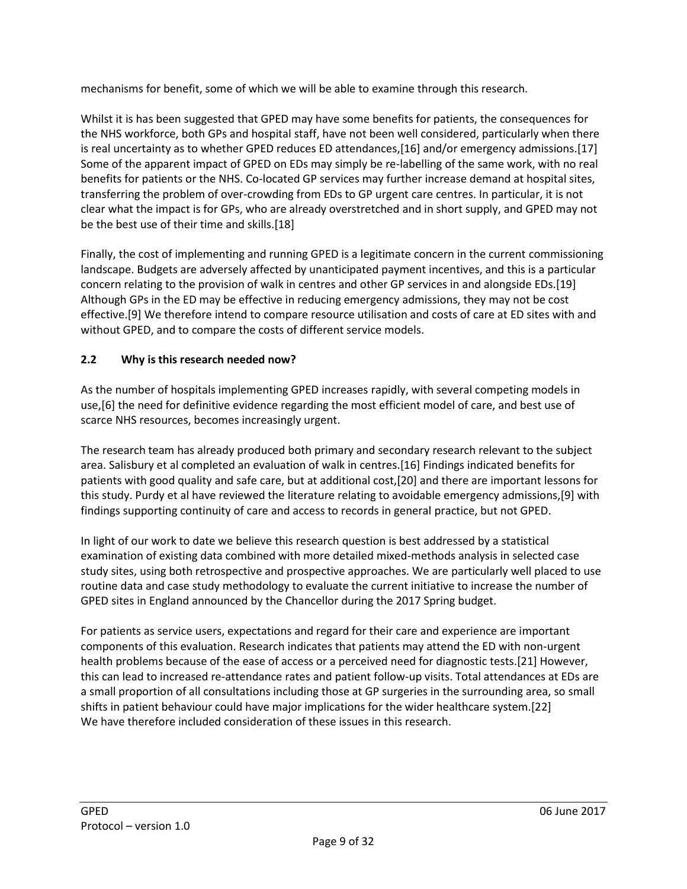mechanisms for benefit, some of which we will be able to examine through this research.

Whilst it is has been suggested that GPED may have some benefits for patients, the consequences for the NHS workforce, both GPs and hospital staff, have not been well considered, particularly when there is real uncertainty as to whether GPED reduces ED attendances,[16] and/or emergency admissions.[17] Some of the apparent impact of GPED on EDs may simply be re-labelling of the same work, with no real benefits for patients or the NHS. Co-located GP services may further increase demand at hospital sites, transferring the problem of over-crowding from EDs to GP urgent care centres. In particular, it is not clear what the impact is for GPs, who are already overstretched and in short supply, and GPED may not be the best use of their time and skills.[18]

Finally, the cost of implementing and running GPED is a legitimate concern in the current commissioning landscape. Budgets are adversely affected by unanticipated payment incentives, and this is a particular concern relating to the provision of walk in centres and other GP services in and alongside EDs.[19] Although GPs in the ED may be effective in reducing emergency admissions, they may not be cost effective.[9] We therefore intend to compare resource utilisation and costs of care at ED sites with and without GPED, and to compare the costs of different service models.

## 2.2 Why is this research needed now?

As the number of hospitals implementing GPED increases rapidly, with several competing models in use,[6] the need for definitive evidence regarding the most efficient model of care, and best use of scarce NHS resources, becomes increasingly urgent.

The research team has already produced both primary and secondary research relevant to the subject area. Salisbury et al completed an evaluation of walk in centres.[16] Findings indicated benefits for patients with good quality and safe care, but at additional cost,[20] and there are important lessons for this study. Purdy et al have reviewed the literature relating to avoidable emergency admissions,[9] with findings supporting continuity of care and access to records in general practice, but not GPED.

In light of our work to date we believe this research question is best addressed by a statistical examination of existing data combined with more detailed mixed-methods analysis in selected case study sites, using both retrospective and prospective approaches. We are particularly well placed to use routine data and case study methodology to evaluate the current initiative to increase the number of GPED sites in England announced by the Chancellor during the 2017 Spring budget.

For patients as service users, expectations and regard for their care and experience are important components of this evaluation. Research indicates that patients may attend the ED with non-urgent health problems because of the ease of access or a perceived need for diagnostic tests.[21] However, this can lead to increased re-attendance rates and patient follow-up visits. Total attendances at EDs are a small proportion of all consultations including those at GP surgeries in the surrounding area, so small shifts in patient behaviour could have major implications for the wider healthcare system.[22] We have therefore included consideration of these issues in this research.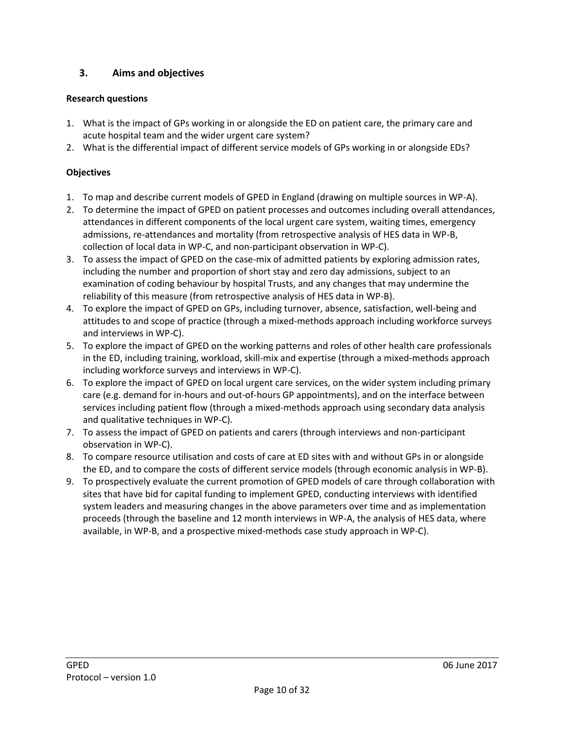## 3. Aims and objectives

**Research questions**

1. What is the impact of GPs working in or alongside the ED on patient care, the primary care and acute hospital team and the wider urgent care system?
2. What is the differential impact of different service models of GPs working in or alongside EDs?

**Objectives**

1. To map and describe current models of GPED in England (drawing on multiple sources in WP-A).
2. To determine the impact of GPED on patient processes and outcomes including overall attendances, attendances in different components of the local urgent care system, waiting times, emergency admissions, re-attendances and mortality (from retrospective analysis of HES data in WP-B, collection of local data in WP-C, and non-participant observation in WP-C).
3. To assess the impact of GPED on the case-mix of admitted patients by exploring admission rates, including the number and proportion of short stay and zero day admissions, subject to an examination of coding behaviour by hospital Trusts, and any changes that may undermine the reliability of this measure (from retrospective analysis of HES data in WP-B).
4. To explore the impact of GPED on GPs, including turnover, absence, satisfaction, well-being and attitudes to and scope of practice (through a mixed-methods approach including workforce surveys and interviews in WP-C).
5. To explore the impact of GPED on the working patterns and roles of other health care professionals in the ED, including training, workload, skill-mix and expertise (through a mixed-methods approach including workforce surveys and interviews in WP-C).
6. To explore the impact of GPED on local urgent care services, on the wider system including primary care (e.g. demand for in-hours and out-of-hours GP appointments), and on the interface between services including patient flow (through a mixed-methods approach using secondary data analysis and qualitative techniques in WP-C).
7. To assess the impact of GPED on patients and carers (through interviews and non-participant observation in WP-C).
8. To compare resource utilisation and costs of care at ED sites with and without GPs in or alongside the ED, and to compare the costs of different service models (through economic analysis in WP-B).
9. To prospectively evaluate the current promotion of GPED models of care through collaboration with sites that have bid for capital funding to implement GPED, conducting interviews with identified system leaders and measuring changes in the above parameters over time and as implementation proceeds (through the baseline and 12 month interviews in WP-A, the analysis of HES data, where available, in WP-B, and a prospective mixed-methods case study approach in WP-C).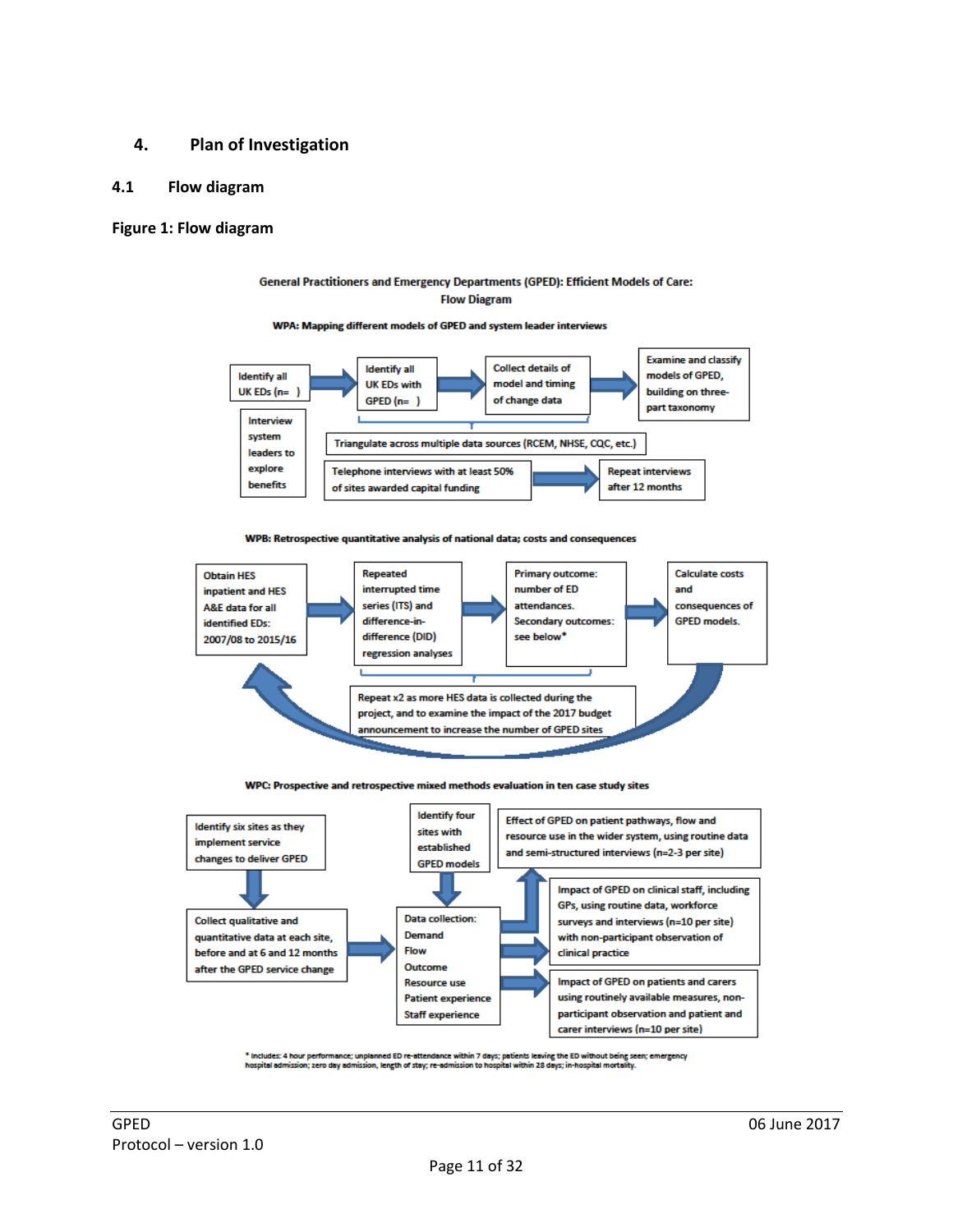## 4. Plan of Investigation

### 4.1 Flow diagram

**Figure 1: Flow diagram**

**General Practitioners and Emergency Departments (GPED): Efficient Models of Care: Flow Diagram**

**WPA: Mapping different models of GPED and system leader interviews**

- Identify all UK EDs (n= ) → Identify all UK EDs with GPED (n= ) → Collect details of model and timing of change data → Examine and classify models of GPED, building on three-part taxonomy
- Triangulate across multiple data sources (RCEM, NHSE, CQC, etc.)
- Interview system leaders to explore benefits
- Telephone interviews with at least 50% of sites awarded capital funding → Repeat interviews after 12 months

**WPB: Retrospective quantitative analysis of national data; costs and consequences**

- Obtain HES inpatient and HES A&E data for all identified EDs: 2007/08 to 2015/16 → Repeated interrupted time series (ITS) and difference-in-difference (DID) regression analyses → Primary outcome: number of ED attendances. Secondary outcomes: see below* → Calculate costs and consequences of GPED models.
- Repeat x2 as more HES data is collected during the project, and to examine the impact of the 2017 budget announcement to increase the number of GPED sites

**WPC: Prospective and retrospective mixed methods evaluation in ten case study sites**

- Identify six sites as they implement service changes to deliver GPED → Collect qualitative and quantitative data at each site, before and at 6 and 12 months after the GPED service change
- Identify four sites with established GPED models
- Data collection: Demand, Flow, Outcome, Resource use, Patient experience, Staff experience
  - → Effect of GPED on patient pathways, flow and resource use in the wider system, using routine data and semi-structured interviews (n=2-3 per site)
  - → Impact of GPED on clinical staff, including GPs, using routine data, workforce surveys and interviews (n=10 per site) with non-participant observation of clinical practice
  - → Impact of GPED on patients and carers using routinely available measures, non-participant observation and patient and carer interviews (n=10 per site)

\* Includes: 4 hour performance; unplanned ED re-attendance within 7 days; patients leaving the ED without being seen; emergency hospital admission; zero day admission, length of stay; re-admission to hospital within 28 days; in-hospital mortality.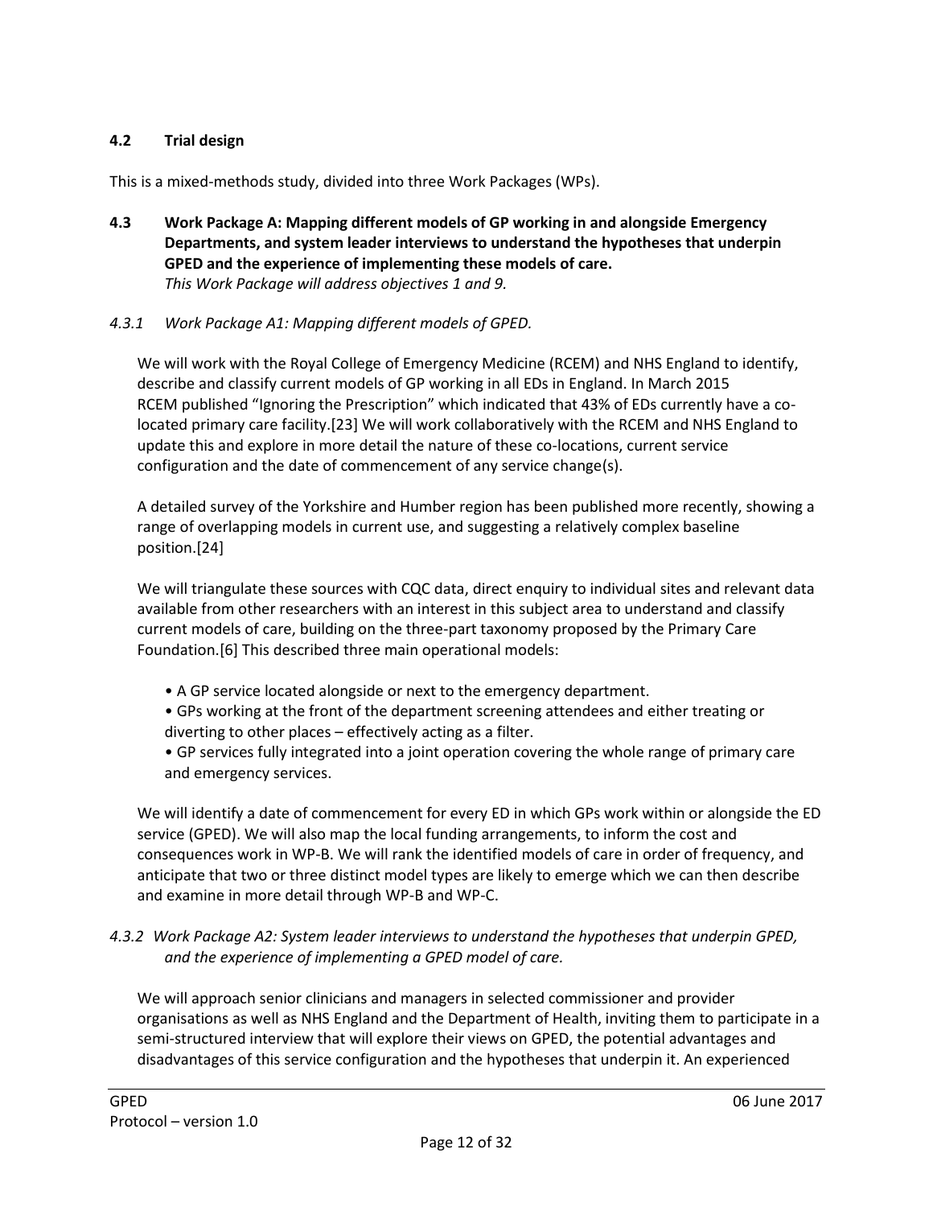### 4.2 Trial design

This is a mixed-methods study, divided into three Work Packages (WPs).

### 4.3 Work Package A: Mapping different models of GP working in and alongside Emergency Departments, and system leader interviews to understand the hypotheses that underpin GPED and the experience of implementing these models of care.

*This Work Package will address objectives 1 and 9.*

#### *4.3.1 Work Package A1: Mapping different models of GPED.*

We will work with the Royal College of Emergency Medicine (RCEM) and NHS England to identify, describe and classify current models of GP working in all EDs in England. In March 2015 RCEM published "Ignoring the Prescription" which indicated that 43% of EDs currently have a co-located primary care facility.[23] We will work collaboratively with the RCEM and NHS England to update this and explore in more detail the nature of these co-locations, current service configuration and the date of commencement of any service change(s).

A detailed survey of the Yorkshire and Humber region has been published more recently, showing a range of overlapping models in current use, and suggesting a relatively complex baseline position.[24]

We will triangulate these sources with CQC data, direct enquiry to individual sites and relevant data available from other researchers with an interest in this subject area to understand and classify current models of care, building on the three-part taxonomy proposed by the Primary Care Foundation.[6] This described three main operational models:

- A GP service located alongside or next to the emergency department.
- GPs working at the front of the department screening attendees and either treating or diverting to other places – effectively acting as a filter.
- GP services fully integrated into a joint operation covering the whole range of primary care and emergency services.

We will identify a date of commencement for every ED in which GPs work within or alongside the ED service (GPED). We will also map the local funding arrangements, to inform the cost and consequences work in WP-B. We will rank the identified models of care in order of frequency, and anticipate that two or three distinct model types are likely to emerge which we can then describe and examine in more detail through WP-B and WP-C.

#### *4.3.2 Work Package A2: System leader interviews to understand the hypotheses that underpin GPED, and the experience of implementing a GPED model of care.*

We will approach senior clinicians and managers in selected commissioner and provider organisations as well as NHS England and the Department of Health, inviting them to participate in a semi-structured interview that will explore their views on GPED, the potential advantages and disadvantages of this service configuration and the hypotheses that underpin it. An experienced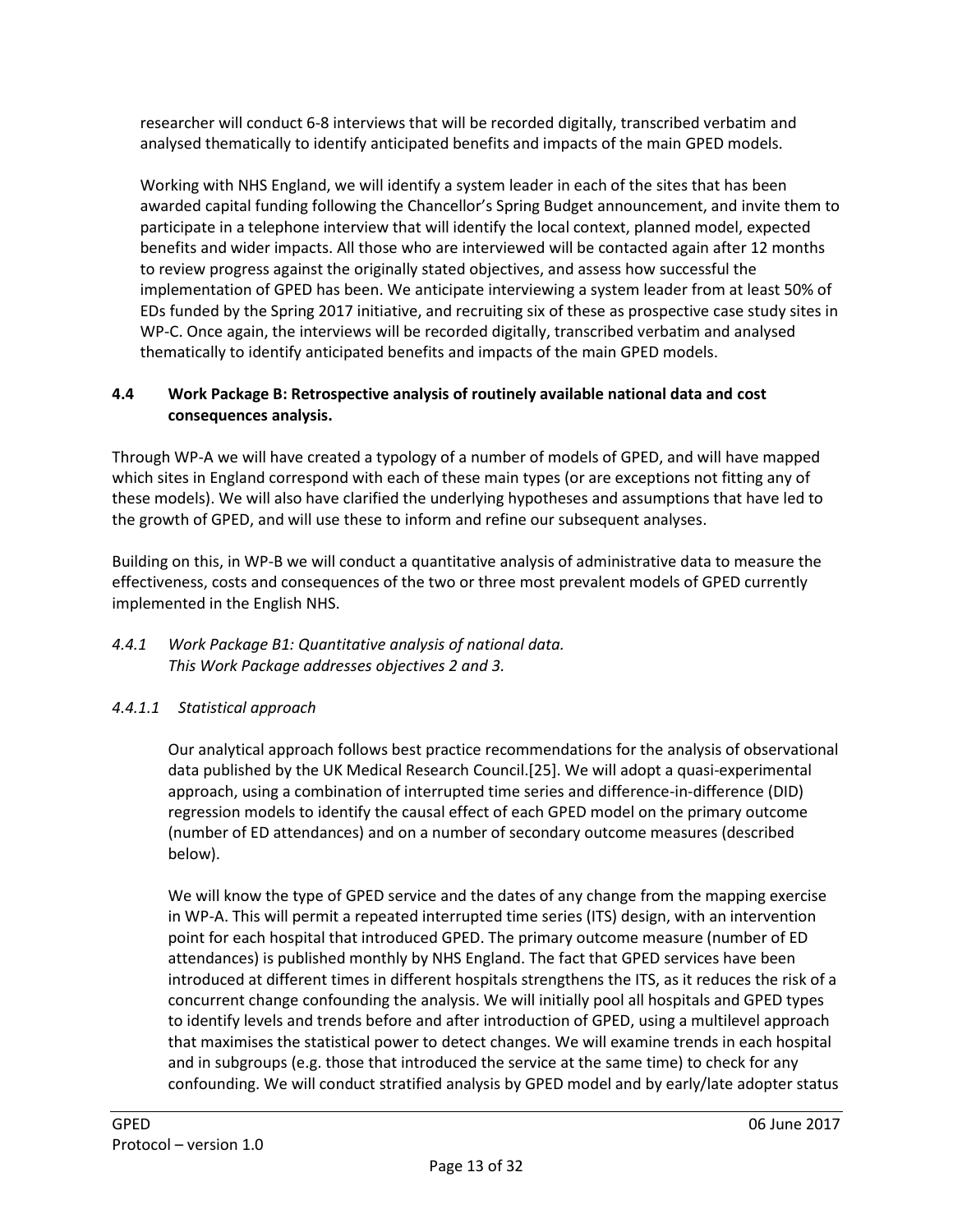researcher will conduct 6-8 interviews that will be recorded digitally, transcribed verbatim and analysed thematically to identify anticipated benefits and impacts of the main GPED models.

Working with NHS England, we will identify a system leader in each of the sites that has been awarded capital funding following the Chancellor's Spring Budget announcement, and invite them to participate in a telephone interview that will identify the local context, planned model, expected benefits and wider impacts. All those who are interviewed will be contacted again after 12 months to review progress against the originally stated objectives, and assess how successful the implementation of GPED has been. We anticipate interviewing a system leader from at least 50% of EDs funded by the Spring 2017 initiative, and recruiting six of these as prospective case study sites in WP-C. Once again, the interviews will be recorded digitally, transcribed verbatim and analysed thematically to identify anticipated benefits and impacts of the main GPED models.

### 4.4 Work Package B: Retrospective analysis of routinely available national data and cost consequences analysis.

Through WP-A we will have created a typology of a number of models of GPED, and will have mapped which sites in England correspond with each of these main types (or are exceptions not fitting any of these models). We will also have clarified the underlying hypotheses and assumptions that have led to the growth of GPED, and will use these to inform and refine our subsequent analyses.

Building on this, in WP-B we will conduct a quantitative analysis of administrative data to measure the effectiveness, costs and consequences of the two or three most prevalent models of GPED currently implemented in the English NHS.

#### *4.4.1 Work Package B1: Quantitative analysis of national data.*

*This Work Package addresses objectives 2 and 3.*

##### *4.4.1.1 Statistical approach*

Our analytical approach follows best practice recommendations for the analysis of observational data published by the UK Medical Research Council.[25]. We will adopt a quasi-experimental approach, using a combination of interrupted time series and difference-in-difference (DID) regression models to identify the causal effect of each GPED model on the primary outcome (number of ED attendances) and on a number of secondary outcome measures (described below).

We will know the type of GPED service and the dates of any change from the mapping exercise in WP-A. This will permit a repeated interrupted time series (ITS) design, with an intervention point for each hospital that introduced GPED. The primary outcome measure (number of ED attendances) is published monthly by NHS England. The fact that GPED services have been introduced at different times in different hospitals strengthens the ITS, as it reduces the risk of a concurrent change confounding the analysis. We will initially pool all hospitals and GPED types to identify levels and trends before and after introduction of GPED, using a multilevel approach that maximises the statistical power to detect changes. We will examine trends in each hospital and in subgroups (e.g. those that introduced the service at the same time) to check for any confounding. We will conduct stratified analysis by GPED model and by early/late adopter status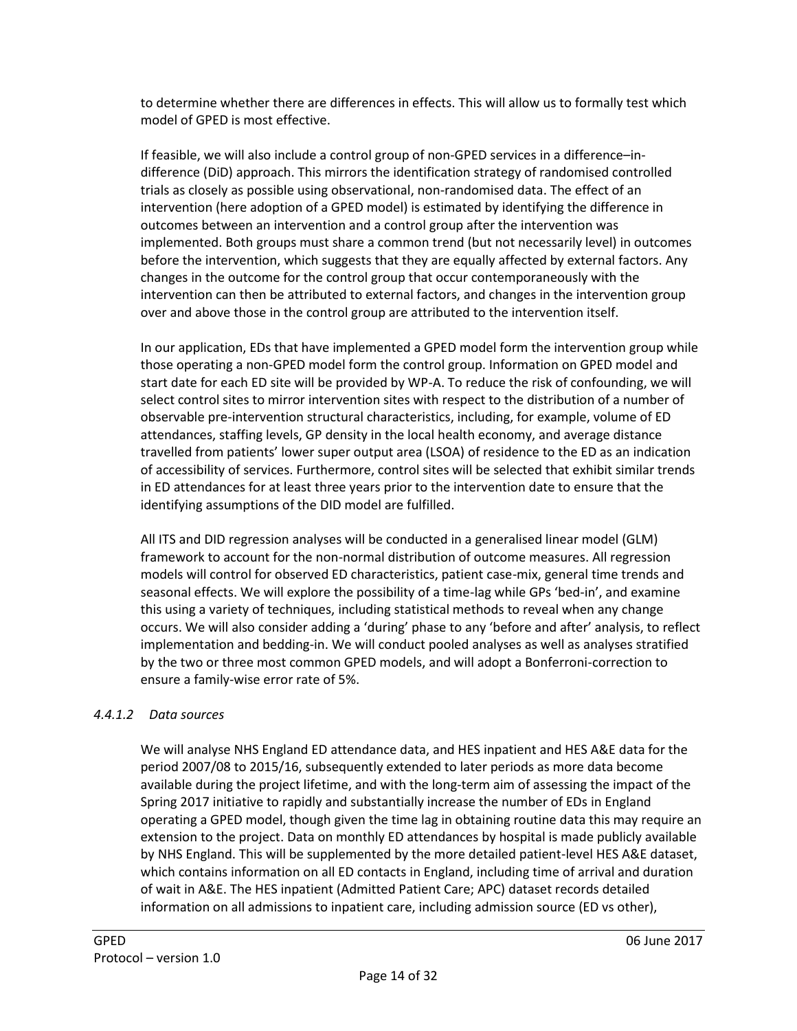to determine whether there are differences in effects. This will allow us to formally test which model of GPED is most effective.

If feasible, we will also include a control group of non-GPED services in a difference–in-difference (DiD) approach. This mirrors the identification strategy of randomised controlled trials as closely as possible using observational, non-randomised data. The effect of an intervention (here adoption of a GPED model) is estimated by identifying the difference in outcomes between an intervention and a control group after the intervention was implemented. Both groups must share a common trend (but not necessarily level) in outcomes before the intervention, which suggests that they are equally affected by external factors. Any changes in the outcome for the control group that occur contemporaneously with the intervention can then be attributed to external factors, and changes in the intervention group over and above those in the control group are attributed to the intervention itself.

In our application, EDs that have implemented a GPED model form the intervention group while those operating a non-GPED model form the control group. Information on GPED model and start date for each ED site will be provided by WP-A. To reduce the risk of confounding, we will select control sites to mirror intervention sites with respect to the distribution of a number of observable pre-intervention structural characteristics, including, for example, volume of ED attendances, staffing levels, GP density in the local health economy, and average distance travelled from patients' lower super output area (LSOA) of residence to the ED as an indication of accessibility of services. Furthermore, control sites will be selected that exhibit similar trends in ED attendances for at least three years prior to the intervention date to ensure that the identifying assumptions of the DID model are fulfilled.

All ITS and DID regression analyses will be conducted in a generalised linear model (GLM) framework to account for the non-normal distribution of outcome measures. All regression models will control for observed ED characteristics, patient case-mix, general time trends and seasonal effects. We will explore the possibility of a time-lag while GPs 'bed-in', and examine this using a variety of techniques, including statistical methods to reveal when any change occurs. We will also consider adding a 'during' phase to any 'before and after' analysis, to reflect implementation and bedding-in. We will conduct pooled analyses as well as analyses stratified by the two or three most common GPED models, and will adopt a Bonferroni-correction to ensure a family-wise error rate of 5%.

#### *4.4.1.2 Data sources*

We will analyse NHS England ED attendance data, and HES inpatient and HES A&E data for the period 2007/08 to 2015/16, subsequently extended to later periods as more data become available during the project lifetime, and with the long-term aim of assessing the impact of the Spring 2017 initiative to rapidly and substantially increase the number of EDs in England operating a GPED model, though given the time lag in obtaining routine data this may require an extension to the project. Data on monthly ED attendances by hospital is made publicly available by NHS England. This will be supplemented by the more detailed patient-level HES A&E dataset, which contains information on all ED contacts in England, including time of arrival and duration of wait in A&E. The HES inpatient (Admitted Patient Care; APC) dataset records detailed information on all admissions to inpatient care, including admission source (ED vs other),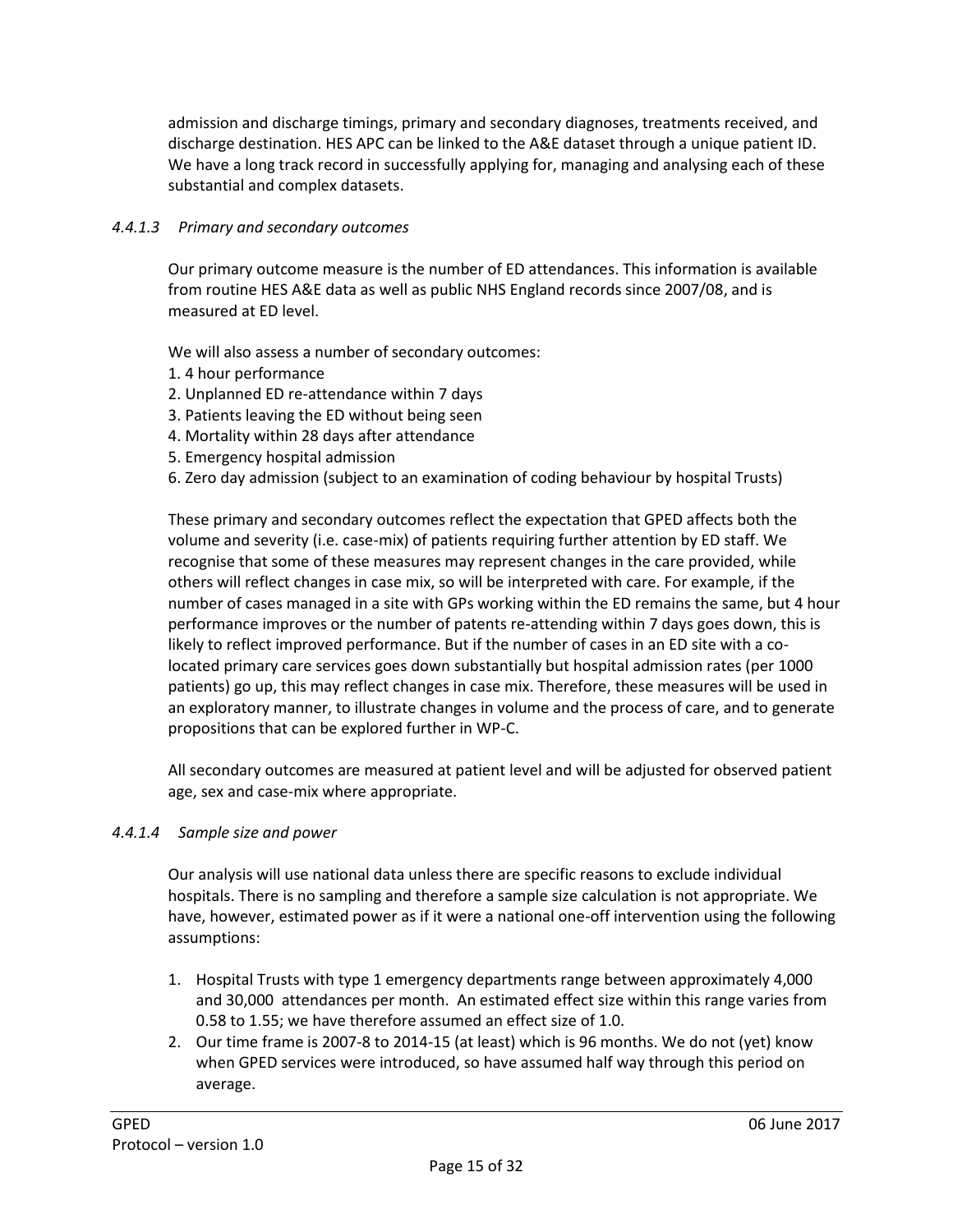admission and discharge timings, primary and secondary diagnoses, treatments received, and discharge destination. HES APC can be linked to the A&E dataset through a unique patient ID. We have a long track record in successfully applying for, managing and analysing each of these substantial and complex datasets.

#### *4.4.1.3 Primary and secondary outcomes*

Our primary outcome measure is the number of ED attendances. This information is available from routine HES A&E data as well as public NHS England records since 2007/08, and is measured at ED level.

We will also assess a number of secondary outcomes:
1. 4 hour performance
2. Unplanned ED re-attendance within 7 days
3. Patients leaving the ED without being seen
4. Mortality within 28 days after attendance
5. Emergency hospital admission
6. Zero day admission (subject to an examination of coding behaviour by hospital Trusts)

These primary and secondary outcomes reflect the expectation that GPED affects both the volume and severity (i.e. case-mix) of patients requiring further attention by ED staff. We recognise that some of these measures may represent changes in the care provided, while others will reflect changes in case mix, so will be interpreted with care. For example, if the number of cases managed in a site with GPs working within the ED remains the same, but 4 hour performance improves or the number of patents re-attending within 7 days goes down, this is likely to reflect improved performance. But if the number of cases in an ED site with a co-located primary care services goes down substantially but hospital admission rates (per 1000 patients) go up, this may reflect changes in case mix. Therefore, these measures will be used in an exploratory manner, to illustrate changes in volume and the process of care, and to generate propositions that can be explored further in WP-C.

All secondary outcomes are measured at patient level and will be adjusted for observed patient age, sex and case-mix where appropriate.

#### *4.4.1.4 Sample size and power*

Our analysis will use national data unless there are specific reasons to exclude individual hospitals. There is no sampling and therefore a sample size calculation is not appropriate. We have, however, estimated power as if it were a national one-off intervention using the following assumptions:

1. Hospital Trusts with type 1 emergency departments range between approximately 4,000 and 30,000 attendances per month. An estimated effect size within this range varies from 0.58 to 1.55; we have therefore assumed an effect size of 1.0.
2. Our time frame is 2007-8 to 2014-15 (at least) which is 96 months. We do not (yet) know when GPED services were introduced, so have assumed half way through this period on average.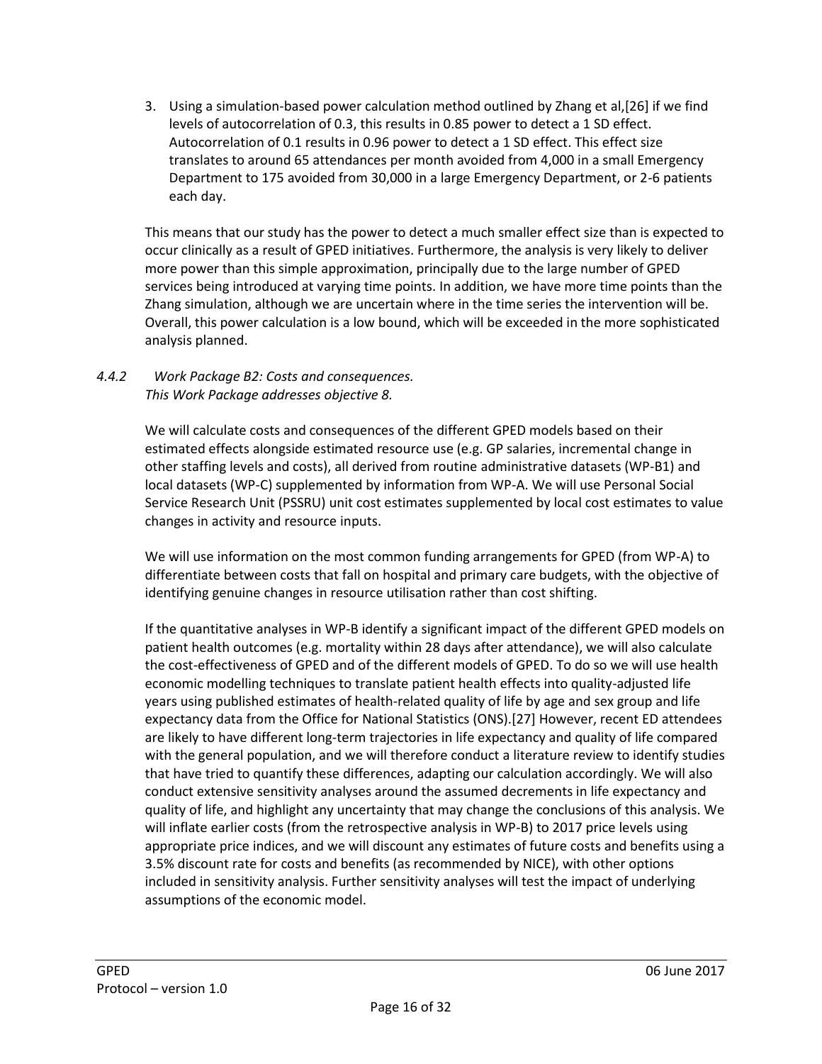3. Using a simulation-based power calculation method outlined by Zhang et al,[26] if we find levels of autocorrelation of 0.3, this results in 0.85 power to detect a 1 SD effect. Autocorrelation of 0.1 results in 0.96 power to detect a 1 SD effect. This effect size translates to around 65 attendances per month avoided from 4,000 in a small Emergency Department to 175 avoided from 30,000 in a large Emergency Department, or 2-6 patients each day.

This means that our study has the power to detect a much smaller effect size than is expected to occur clinically as a result of GPED initiatives. Furthermore, the analysis is very likely to deliver more power than this simple approximation, principally due to the large number of GPED services being introduced at varying time points. In addition, we have more time points than the Zhang simulation, although we are uncertain where in the time series the intervention will be. Overall, this power calculation is a low bound, which will be exceeded in the more sophisticated analysis planned.

#### *4.4.2 Work Package B2: Costs and consequences.*

*This Work Package addresses objective 8.*

We will calculate costs and consequences of the different GPED models based on their estimated effects alongside estimated resource use (e.g. GP salaries, incremental change in other staffing levels and costs), all derived from routine administrative datasets (WP-B1) and local datasets (WP-C) supplemented by information from WP-A. We will use Personal Social Service Research Unit (PSSRU) unit cost estimates supplemented by local cost estimates to value changes in activity and resource inputs.

We will use information on the most common funding arrangements for GPED (from WP-A) to differentiate between costs that fall on hospital and primary care budgets, with the objective of identifying genuine changes in resource utilisation rather than cost shifting.

If the quantitative analyses in WP-B identify a significant impact of the different GPED models on patient health outcomes (e.g. mortality within 28 days after attendance), we will also calculate the cost-effectiveness of GPED and of the different models of GPED. To do so we will use health economic modelling techniques to translate patient health effects into quality-adjusted life years using published estimates of health-related quality of life by age and sex group and life expectancy data from the Office for National Statistics (ONS).[27] However, recent ED attendees are likely to have different long-term trajectories in life expectancy and quality of life compared with the general population, and we will therefore conduct a literature review to identify studies that have tried to quantify these differences, adapting our calculation accordingly. We will also conduct extensive sensitivity analyses around the assumed decrements in life expectancy and quality of life, and highlight any uncertainty that may change the conclusions of this analysis. We will inflate earlier costs (from the retrospective analysis in WP-B) to 2017 price levels using appropriate price indices, and we will discount any estimates of future costs and benefits using a 3.5% discount rate for costs and benefits (as recommended by NICE), with other options included in sensitivity analysis. Further sensitivity analyses will test the impact of underlying assumptions of the economic model.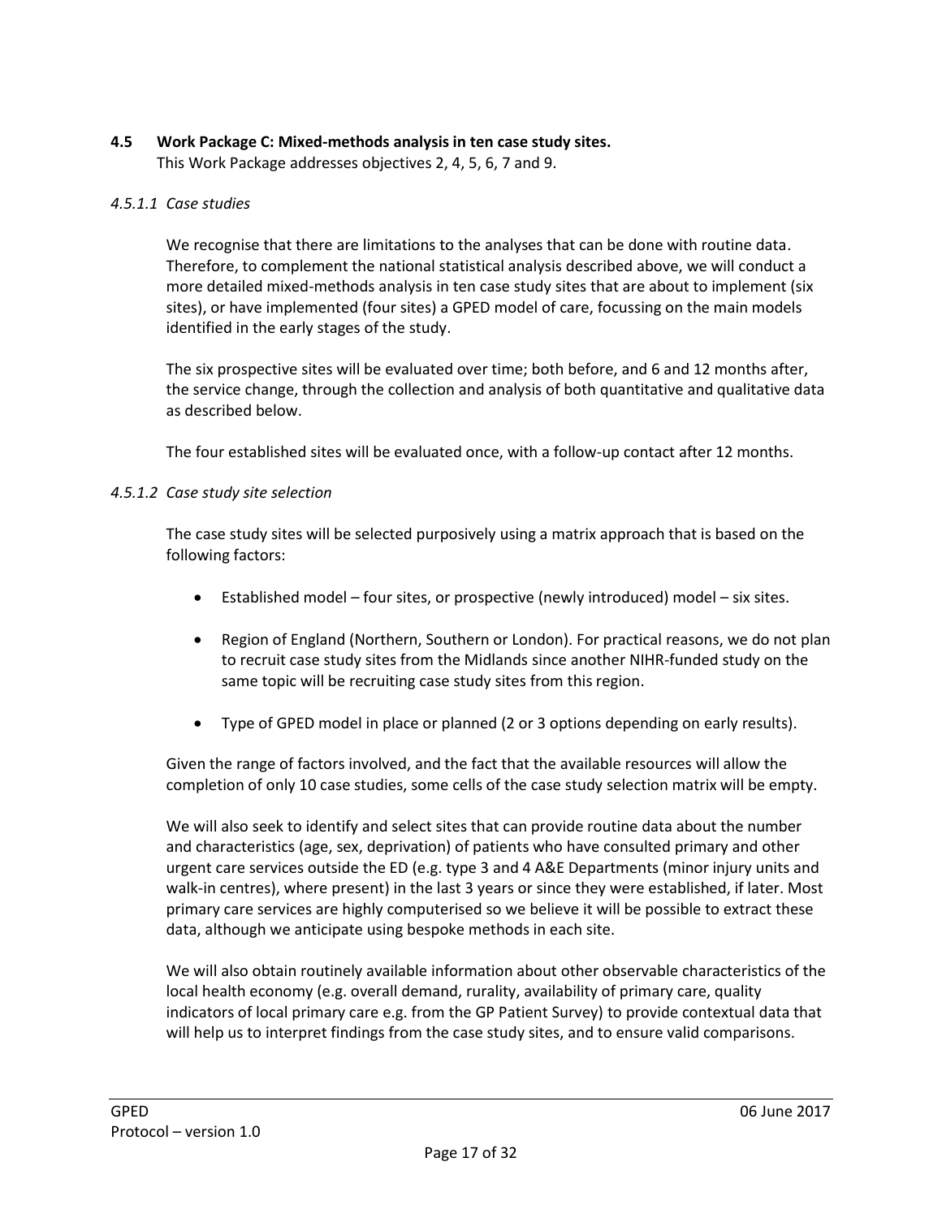## 4.5 Work Package C: Mixed-methods analysis in ten case study sites.

This Work Package addresses objectives 2, 4, 5, 6, 7 and 9.

### *4.5.1.1 Case studies*

We recognise that there are limitations to the analyses that can be done with routine data. Therefore, to complement the national statistical analysis described above, we will conduct a more detailed mixed-methods analysis in ten case study sites that are about to implement (six sites), or have implemented (four sites) a GPED model of care, focussing on the main models identified in the early stages of the study.

The six prospective sites will be evaluated over time; both before, and 6 and 12 months after, the service change, through the collection and analysis of both quantitative and qualitative data as described below.

The four established sites will be evaluated once, with a follow-up contact after 12 months.

### *4.5.1.2 Case study site selection*

The case study sites will be selected purposively using a matrix approach that is based on the following factors:

- Established model – four sites, or prospective (newly introduced) model – six sites.
- Region of England (Northern, Southern or London). For practical reasons, we do not plan to recruit case study sites from the Midlands since another NIHR-funded study on the same topic will be recruiting case study sites from this region.
- Type of GPED model in place or planned (2 or 3 options depending on early results).

Given the range of factors involved, and the fact that the available resources will allow the completion of only 10 case studies, some cells of the case study selection matrix will be empty.

We will also seek to identify and select sites that can provide routine data about the number and characteristics (age, sex, deprivation) of patients who have consulted primary and other urgent care services outside the ED (e.g. type 3 and 4 A&E Departments (minor injury units and walk-in centres), where present) in the last 3 years or since they were established, if later. Most primary care services are highly computerised so we believe it will be possible to extract these data, although we anticipate using bespoke methods in each site.

We will also obtain routinely available information about other observable characteristics of the local health economy (e.g. overall demand, rurality, availability of primary care, quality indicators of local primary care e.g. from the GP Patient Survey) to provide contextual data that will help us to interpret findings from the case study sites, and to ensure valid comparisons.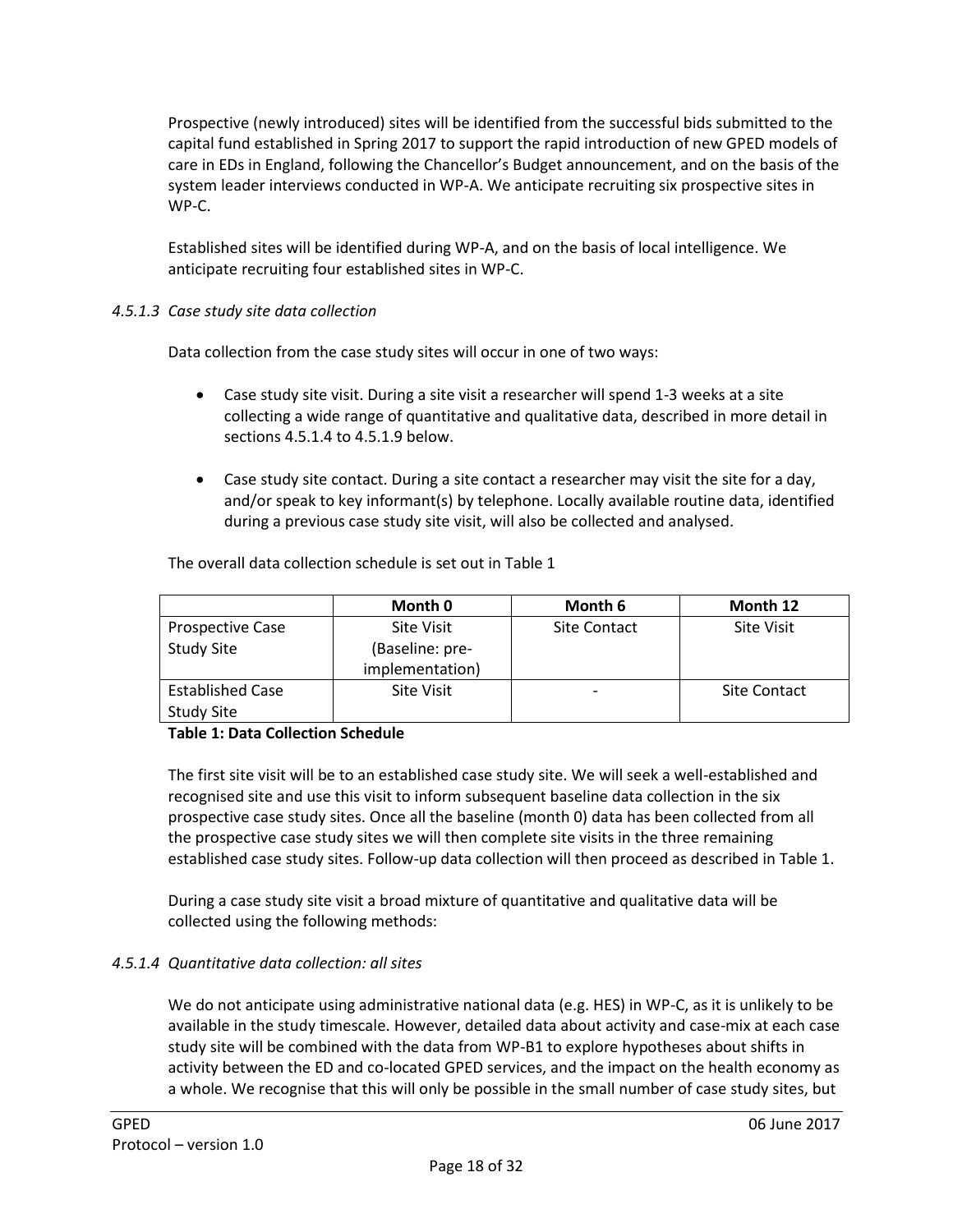Prospective (newly introduced) sites will be identified from the successful bids submitted to the capital fund established in Spring 2017 to support the rapid introduction of new GPED models of care in EDs in England, following the Chancellor's Budget announcement, and on the basis of the system leader interviews conducted in WP-A. We anticipate recruiting six prospective sites in WP-C.

Established sites will be identified during WP-A, and on the basis of local intelligence. We anticipate recruiting four established sites in WP-C.

#### *4.5.1.3 Case study site data collection*

Data collection from the case study sites will occur in one of two ways:

- Case study site visit. During a site visit a researcher will spend 1-3 weeks at a site collecting a wide range of quantitative and qualitative data, described in more detail in sections 4.5.1.4 to 4.5.1.9 below.
- Case study site contact. During a site contact a researcher may visit the site for a day, and/or speak to key informant(s) by telephone. Locally available routine data, identified during a previous case study site visit, will also be collected and analysed.

The overall data collection schedule is set out in Table 1

| | Month 0 | Month 6 | Month 12 |
|---|---|---|---|
| Prospective Case Study Site | Site Visit (Baseline: pre-implementation) | Site Contact | Site Visit |
| Established Case Study Site | Site Visit | - | Site Contact |

**Table 1: Data Collection Schedule**

The first site visit will be to an established case study site. We will seek a well-established and recognised site and use this visit to inform subsequent baseline data collection in the six prospective case study sites. Once all the baseline (month 0) data has been collected from all the prospective case study sites we will then complete site visits in the three remaining established case study sites. Follow-up data collection will then proceed as described in Table 1.

During a case study site visit a broad mixture of quantitative and qualitative data will be collected using the following methods:

#### *4.5.1.4 Quantitative data collection: all sites*

We do not anticipate using administrative national data (e.g. HES) in WP-C, as it is unlikely to be available in the study timescale. However, detailed data about activity and case-mix at each case study site will be combined with the data from WP-B1 to explore hypotheses about shifts in activity between the ED and co-located GPED services, and the impact on the health economy as a whole. We recognise that this will only be possible in the small number of case study sites, but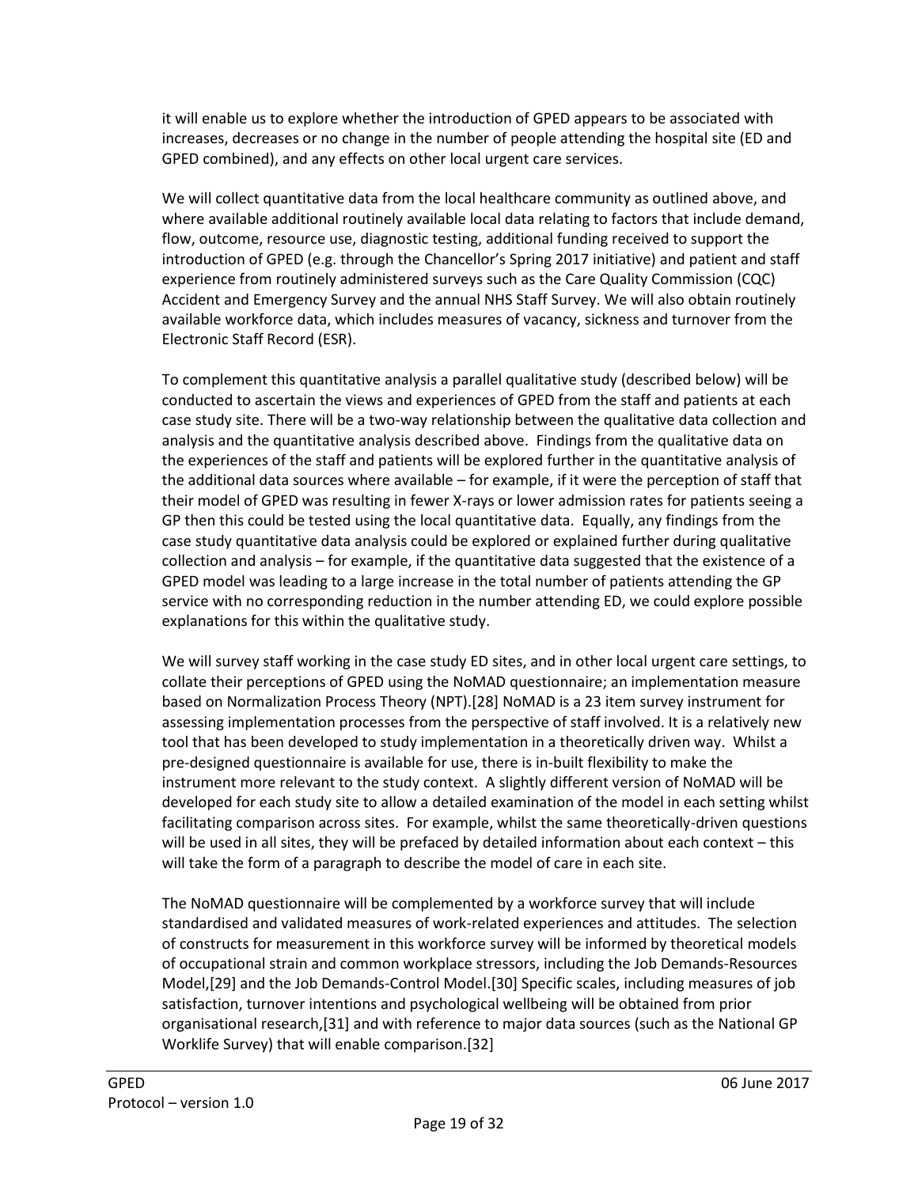it will enable us to explore whether the introduction of GPED appears to be associated with increases, decreases or no change in the number of people attending the hospital site (ED and GPED combined), and any effects on other local urgent care services.

We will collect quantitative data from the local healthcare community as outlined above, and where available additional routinely available local data relating to factors that include demand, flow, outcome, resource use, diagnostic testing, additional funding received to support the introduction of GPED (e.g. through the Chancellor's Spring 2017 initiative) and patient and staff experience from routinely administered surveys such as the Care Quality Commission (CQC) Accident and Emergency Survey and the annual NHS Staff Survey. We will also obtain routinely available workforce data, which includes measures of vacancy, sickness and turnover from the Electronic Staff Record (ESR).

To complement this quantitative analysis a parallel qualitative study (described below) will be conducted to ascertain the views and experiences of GPED from the staff and patients at each case study site. There will be a two-way relationship between the qualitative data collection and analysis and the quantitative analysis described above. Findings from the qualitative data on the experiences of the staff and patients will be explored further in the quantitative analysis of the additional data sources where available – for example, if it were the perception of staff that their model of GPED was resulting in fewer X-rays or lower admission rates for patients seeing a GP then this could be tested using the local quantitative data. Equally, any findings from the case study quantitative data analysis could be explored or explained further during qualitative collection and analysis – for example, if the quantitative data suggested that the existence of a GPED model was leading to a large increase in the total number of patients attending the GP service with no corresponding reduction in the number attending ED, we could explore possible explanations for this within the qualitative study.

We will survey staff working in the case study ED sites, and in other local urgent care settings, to collate their perceptions of GPED using the NoMAD questionnaire; an implementation measure based on Normalization Process Theory (NPT).[28] NoMAD is a 23 item survey instrument for assessing implementation processes from the perspective of staff involved. It is a relatively new tool that has been developed to study implementation in a theoretically driven way. Whilst a pre-designed questionnaire is available for use, there is in-built flexibility to make the instrument more relevant to the study context. A slightly different version of NoMAD will be developed for each study site to allow a detailed examination of the model in each setting whilst facilitating comparison across sites. For example, whilst the same theoretically-driven questions will be used in all sites, they will be prefaced by detailed information about each context – this will take the form of a paragraph to describe the model of care in each site.

The NoMAD questionnaire will be complemented by a workforce survey that will include standardised and validated measures of work-related experiences and attitudes. The selection of constructs for measurement in this workforce survey will be informed by theoretical models of occupational strain and common workplace stressors, including the Job Demands-Resources Model,[29] and the Job Demands-Control Model.[30] Specific scales, including measures of job satisfaction, turnover intentions and psychological wellbeing will be obtained from prior organisational research,[31] and with reference to major data sources (such as the National GP Worklife Survey) that will enable comparison.[32]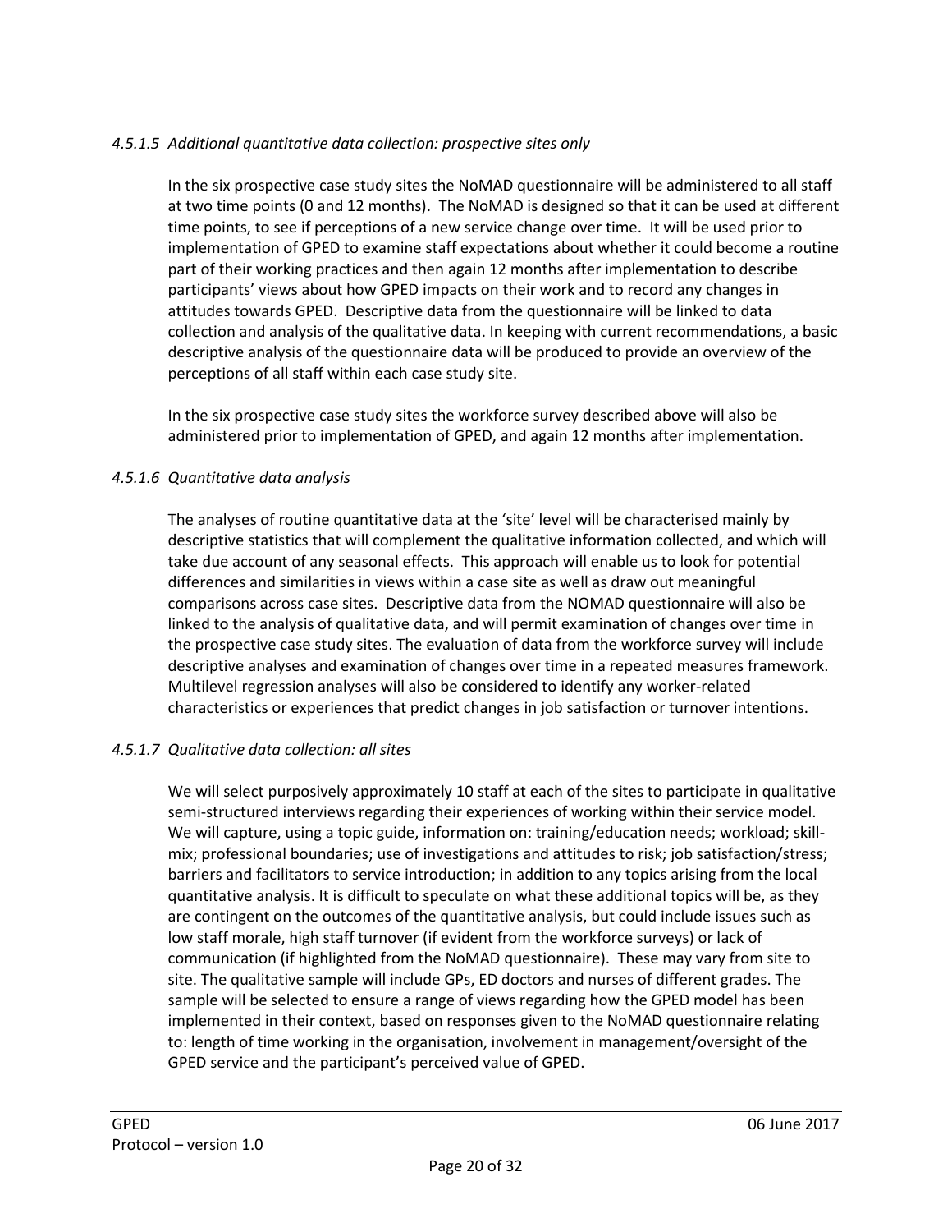#### *4.5.1.5 Additional quantitative data collection: prospective sites only*

In the six prospective case study sites the NoMAD questionnaire will be administered to all staff at two time points (0 and 12 months). The NoMAD is designed so that it can be used at different time points, to see if perceptions of a new service change over time. It will be used prior to implementation of GPED to examine staff expectations about whether it could become a routine part of their working practices and then again 12 months after implementation to describe participants' views about how GPED impacts on their work and to record any changes in attitudes towards GPED. Descriptive data from the questionnaire will be linked to data collection and analysis of the qualitative data. In keeping with current recommendations, a basic descriptive analysis of the questionnaire data will be produced to provide an overview of the perceptions of all staff within each case study site.

In the six prospective case study sites the workforce survey described above will also be administered prior to implementation of GPED, and again 12 months after implementation.

#### *4.5.1.6 Quantitative data analysis*

The analyses of routine quantitative data at the 'site' level will be characterised mainly by descriptive statistics that will complement the qualitative information collected, and which will take due account of any seasonal effects. This approach will enable us to look for potential differences and similarities in views within a case site as well as draw out meaningful comparisons across case sites. Descriptive data from the NOMAD questionnaire will also be linked to the analysis of qualitative data, and will permit examination of changes over time in the prospective case study sites. The evaluation of data from the workforce survey will include descriptive analyses and examination of changes over time in a repeated measures framework. Multilevel regression analyses will also be considered to identify any worker-related characteristics or experiences that predict changes in job satisfaction or turnover intentions.

#### *4.5.1.7 Qualitative data collection: all sites*

We will select purposively approximately 10 staff at each of the sites to participate in qualitative semi-structured interviews regarding their experiences of working within their service model. We will capture, using a topic guide, information on: training/education needs; workload; skill-mix; professional boundaries; use of investigations and attitudes to risk; job satisfaction/stress; barriers and facilitators to service introduction; in addition to any topics arising from the local quantitative analysis. It is difficult to speculate on what these additional topics will be, as they are contingent on the outcomes of the quantitative analysis, but could include issues such as low staff morale, high staff turnover (if evident from the workforce surveys) or lack of communication (if highlighted from the NoMAD questionnaire). These may vary from site to site. The qualitative sample will include GPs, ED doctors and nurses of different grades. The sample will be selected to ensure a range of views regarding how the GPED model has been implemented in their context, based on responses given to the NoMAD questionnaire relating to: length of time working in the organisation, involvement in management/oversight of the GPED service and the participant's perceived value of GPED.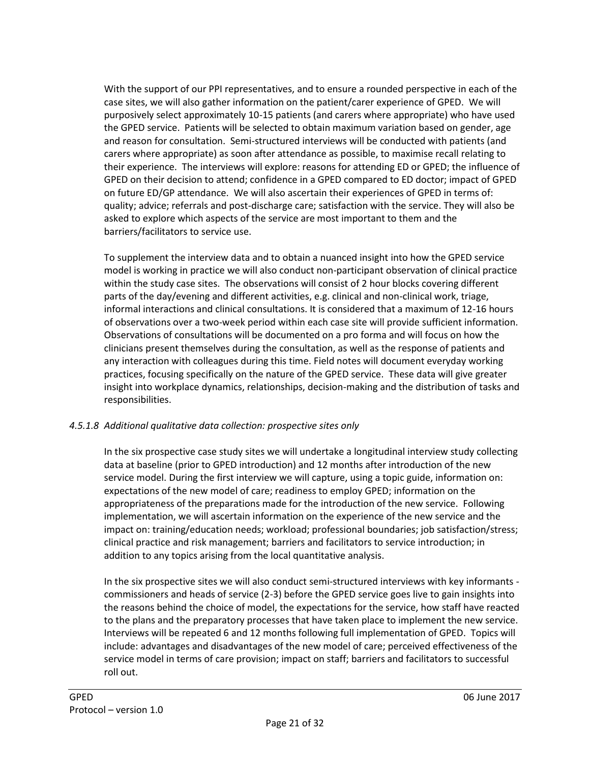With the support of our PPI representatives, and to ensure a rounded perspective in each of the case sites, we will also gather information on the patient/carer experience of GPED. We will purposively select approximately 10-15 patients (and carers where appropriate) who have used the GPED service. Patients will be selected to obtain maximum variation based on gender, age and reason for consultation. Semi-structured interviews will be conducted with patients (and carers where appropriate) as soon after attendance as possible, to maximise recall relating to their experience. The interviews will explore: reasons for attending ED or GPED; the influence of GPED on their decision to attend; confidence in a GPED compared to ED doctor; impact of GPED on future ED/GP attendance. We will also ascertain their experiences of GPED in terms of: quality; advice; referrals and post-discharge care; satisfaction with the service. They will also be asked to explore which aspects of the service are most important to them and the barriers/facilitators to service use.

To supplement the interview data and to obtain a nuanced insight into how the GPED service model is working in practice we will also conduct non-participant observation of clinical practice within the study case sites. The observations will consist of 2 hour blocks covering different parts of the day/evening and different activities, e.g. clinical and non-clinical work, triage, informal interactions and clinical consultations. It is considered that a maximum of 12-16 hours of observations over a two-week period within each case site will provide sufficient information. Observations of consultations will be documented on a pro forma and will focus on how the clinicians present themselves during the consultation, as well as the response of patients and any interaction with colleagues during this time. Field notes will document everyday working practices, focusing specifically on the nature of the GPED service. These data will give greater insight into workplace dynamics, relationships, decision-making and the distribution of tasks and responsibilities.

#### *4.5.1.8 Additional qualitative data collection: prospective sites only*

In the six prospective case study sites we will undertake a longitudinal interview study collecting data at baseline (prior to GPED introduction) and 12 months after introduction of the new service model. During the first interview we will capture, using a topic guide, information on: expectations of the new model of care; readiness to employ GPED; information on the appropriateness of the preparations made for the introduction of the new service. Following implementation, we will ascertain information on the experience of the new service and the impact on: training/education needs; workload; professional boundaries; job satisfaction/stress; clinical practice and risk management; barriers and facilitators to service introduction; in addition to any topics arising from the local quantitative analysis.

In the six prospective sites we will also conduct semi-structured interviews with key informants - commissioners and heads of service (2-3) before the GPED service goes live to gain insights into the reasons behind the choice of model, the expectations for the service, how staff have reacted to the plans and the preparatory processes that have taken place to implement the new service. Interviews will be repeated 6 and 12 months following full implementation of GPED. Topics will include: advantages and disadvantages of the new model of care; perceived effectiveness of the service model in terms of care provision; impact on staff; barriers and facilitators to successful roll out.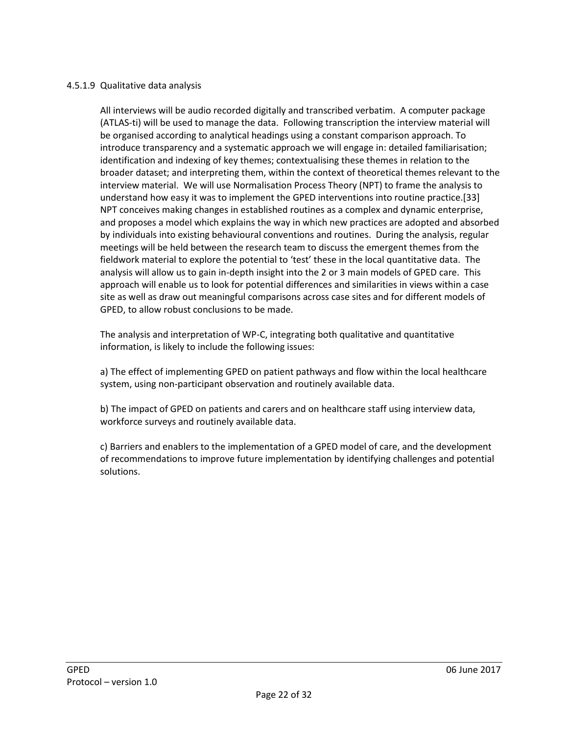#### 4.5.1.9 Qualitative data analysis

All interviews will be audio recorded digitally and transcribed verbatim. A computer package (ATLAS-ti) will be used to manage the data. Following transcription the interview material will be organised according to analytical headings using a constant comparison approach. To introduce transparency and a systematic approach we will engage in: detailed familiarisation; identification and indexing of key themes; contextualising these themes in relation to the broader dataset; and interpreting them, within the context of theoretical themes relevant to the interview material. We will use Normalisation Process Theory (NPT) to frame the analysis to understand how easy it was to implement the GPED interventions into routine practice.[33] NPT conceives making changes in established routines as a complex and dynamic enterprise, and proposes a model which explains the way in which new practices are adopted and absorbed by individuals into existing behavioural conventions and routines. During the analysis, regular meetings will be held between the research team to discuss the emergent themes from the fieldwork material to explore the potential to 'test' these in the local quantitative data. The analysis will allow us to gain in-depth insight into the 2 or 3 main models of GPED care. This approach will enable us to look for potential differences and similarities in views within a case site as well as draw out meaningful comparisons across case sites and for different models of GPED, to allow robust conclusions to be made.

The analysis and interpretation of WP-C, integrating both qualitative and quantitative information, is likely to include the following issues:

a) The effect of implementing GPED on patient pathways and flow within the local healthcare system, using non-participant observation and routinely available data.

b) The impact of GPED on patients and carers and on healthcare staff using interview data, workforce surveys and routinely available data.

c) Barriers and enablers to the implementation of a GPED model of care, and the development of recommendations to improve future implementation by identifying challenges and potential solutions.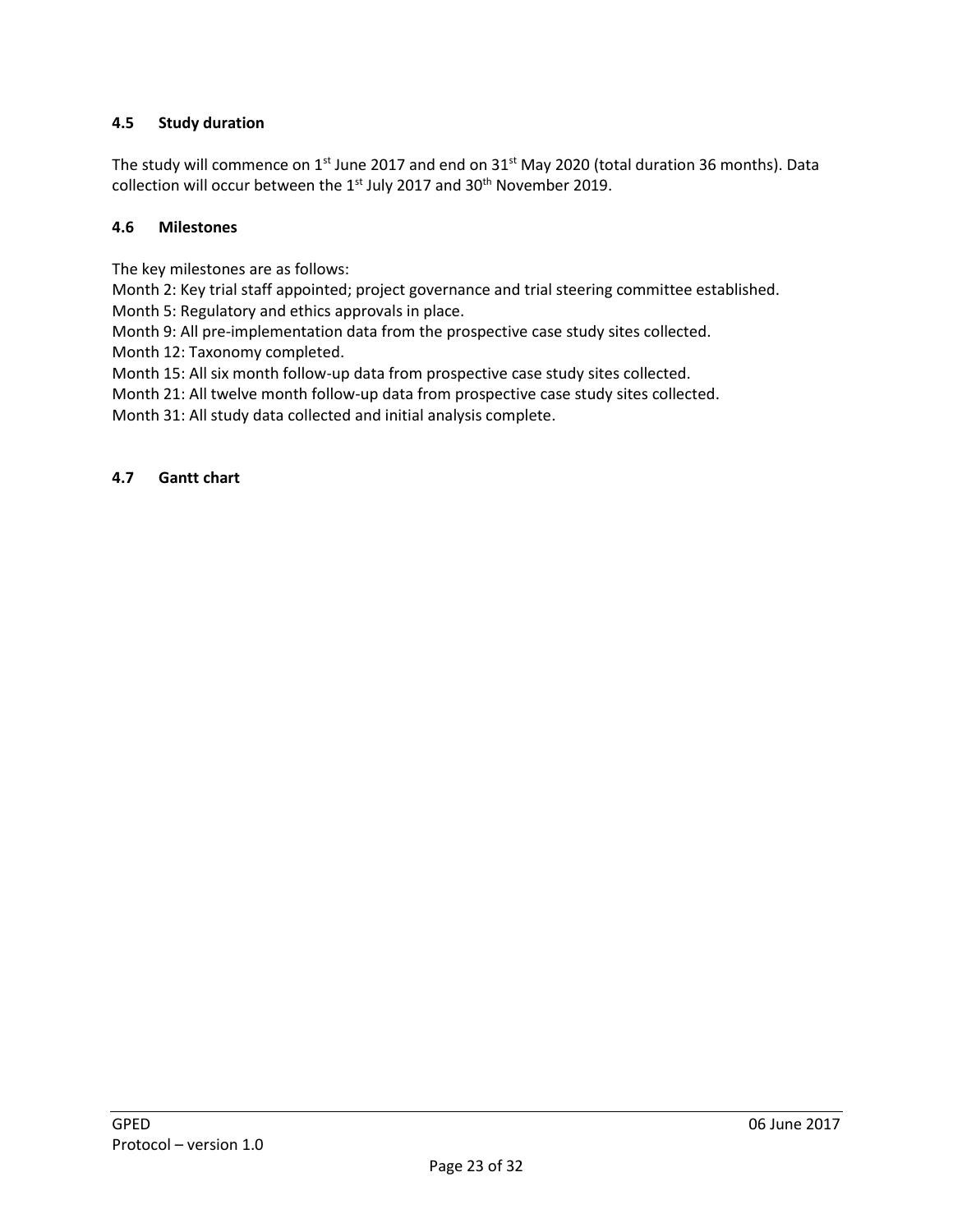### 4.5 Study duration

The study will commence on 1st June 2017 and end on 31st May 2020 (total duration 36 months). Data collection will occur between the 1st July 2017 and 30th November 2019.

### 4.6 Milestones

The key milestones are as follows:

Month 2: Key trial staff appointed; project governance and trial steering committee established.
Month 5: Regulatory and ethics approvals in place.
Month 9: All pre-implementation data from the prospective case study sites collected.
Month 12: Taxonomy completed.
Month 15: All six month follow-up data from prospective case study sites collected.
Month 21: All twelve month follow-up data from prospective case study sites collected.
Month 31: All study data collected and initial analysis complete.

### 4.7 Gantt chart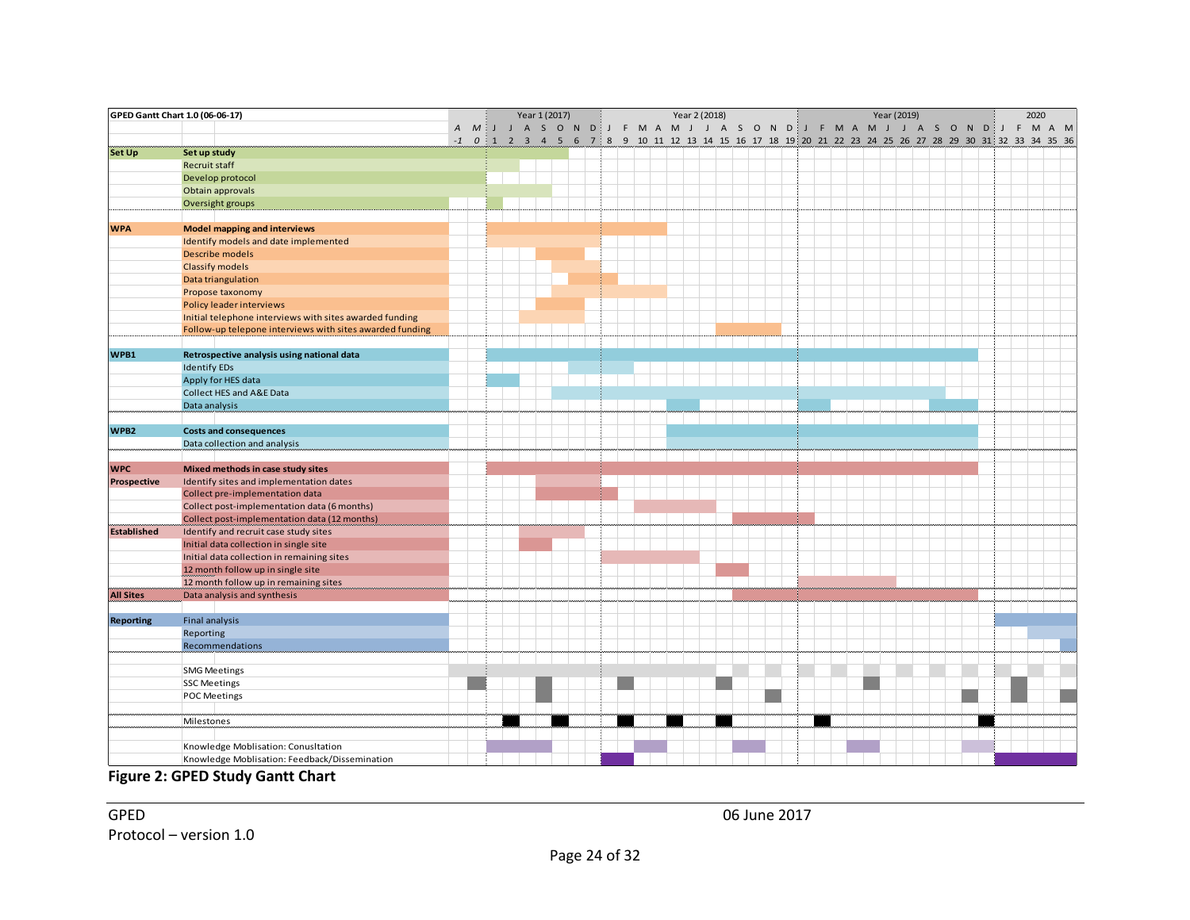**GPED Gantt Chart 1.0 (06-06-17)**

| Section | Task |
|---|---|
| **Set Up** | **Set up study** |
| | Recruit staff |
| | Develop protocol |
| | Obtain approvals |
| | Oversight groups |
| **WPA** | **Model mapping and interviews** |
| | Identify models and date implemented |
| | Describe models |
| | Classify models |
| | Data triangulation |
| | Propose taxonomy |
| | Policy leader interviews |
| | Initial telephone interviews with sites awarded funding |
| | Follow-up telepone interviews with sites awarded funding |
| **WPB1** | **Retrospective analysis using national data** |
| | Identify EDs |
| | Apply for HES data |
| | Collect HES and A&E Data |
| | Data analysis |
| **WPB2** | **Costs and consequences** |
| | Data collection and analysis |
| **WPC** | **Mixed methods in case study sites** |
| **Prospective** | Identify sites and implementation dates |
| | Collect pre-implementation data |
| | Collect post-implementation data (6 months) |
| | Collect post-implementation data (12 months) |
| **Established** | Identify and recruit case study sites |
| | Initial data collection in single site |
| | Initial data collection in remaining sites |
| | 12 month follow up in single site |
| | 12 month follow up in remaining sites |
| **All Sites** | Data analysis and synthesis |
| **Reporting** | Final analysis |
| | Reporting |
| | Recommendations |
| | SMG Meetings |
| | SSC Meetings |
| | POC Meetings |
| | Milestones |
| | Knowledge Moblisation: Conusltation |
| | Knowledge Moblisation: Feedback/Dissemination |

Timeline columns: A M (-1, 0); Year 1 (2017): J J A S O N D (1–7); Year 2 (2018): J F M A M J J A S O N D (8–19); Year (2019): J F M A M J J A S O N D (20–31); 2020: J F M A M (32–36).

**Figure 2: GPED Study Gantt Chart**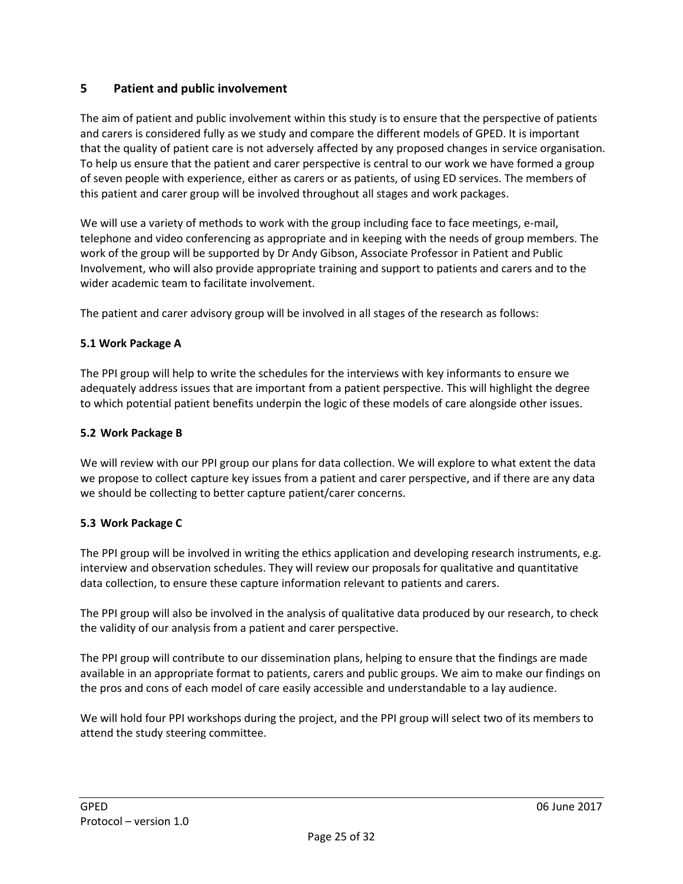## 5 Patient and public involvement

The aim of patient and public involvement within this study is to ensure that the perspective of patients and carers is considered fully as we study and compare the different models of GPED. It is important that the quality of patient care is not adversely affected by any proposed changes in service organisation. To help us ensure that the patient and carer perspective is central to our work we have formed a group of seven people with experience, either as carers or as patients, of using ED services. The members of this patient and carer group will be involved throughout all stages and work packages.

We will use a variety of methods to work with the group including face to face meetings, e-mail, telephone and video conferencing as appropriate and in keeping with the needs of group members. The work of the group will be supported by Dr Andy Gibson, Associate Professor in Patient and Public Involvement, who will also provide appropriate training and support to patients and carers and to the wider academic team to facilitate involvement.

The patient and carer advisory group will be involved in all stages of the research as follows:

### 5.1 Work Package A

The PPI group will help to write the schedules for the interviews with key informants to ensure we adequately address issues that are important from a patient perspective. This will highlight the degree to which potential patient benefits underpin the logic of these models of care alongside other issues.

### 5.2 Work Package B

We will review with our PPI group our plans for data collection. We will explore to what extent the data we propose to collect capture key issues from a patient and carer perspective, and if there are any data we should be collecting to better capture patient/carer concerns.

### 5.3 Work Package C

The PPI group will be involved in writing the ethics application and developing research instruments, e.g. interview and observation schedules. They will review our proposals for qualitative and quantitative data collection, to ensure these capture information relevant to patients and carers.

The PPI group will also be involved in the analysis of qualitative data produced by our research, to check the validity of our analysis from a patient and carer perspective.

The PPI group will contribute to our dissemination plans, helping to ensure that the findings are made available in an appropriate format to patients, carers and public groups. We aim to make our findings on the pros and cons of each model of care easily accessible and understandable to a lay audience.

We will hold four PPI workshops during the project, and the PPI group will select two of its members to attend the study steering committee.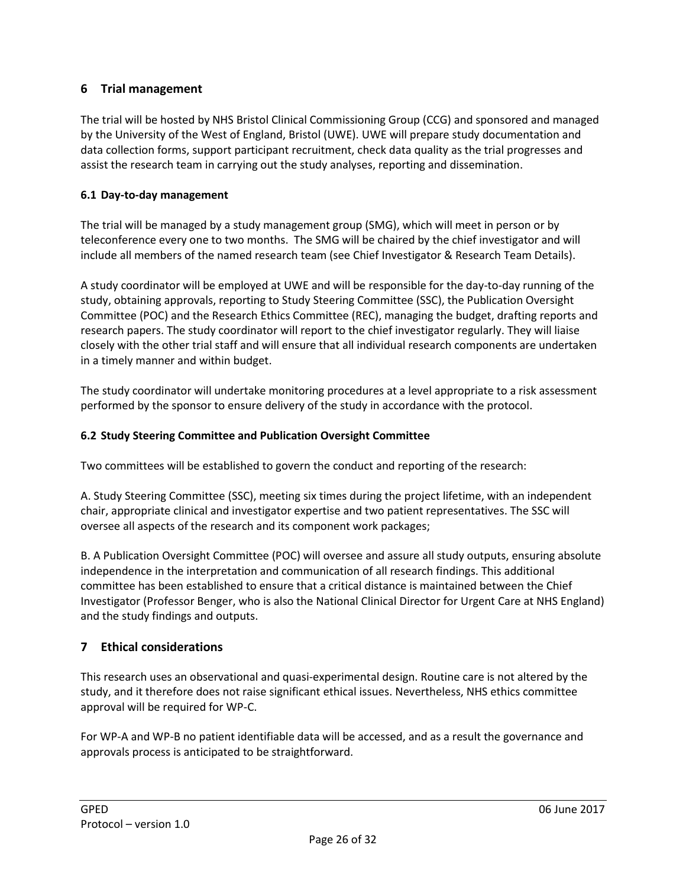## 6 Trial management

The trial will be hosted by NHS Bristol Clinical Commissioning Group (CCG) and sponsored and managed by the University of the West of England, Bristol (UWE). UWE will prepare study documentation and data collection forms, support participant recruitment, check data quality as the trial progresses and assist the research team in carrying out the study analyses, reporting and dissemination.

### 6.1 Day-to-day management

The trial will be managed by a study management group (SMG), which will meet in person or by teleconference every one to two months. The SMG will be chaired by the chief investigator and will include all members of the named research team (see Chief Investigator & Research Team Details).

A study coordinator will be employed at UWE and will be responsible for the day-to-day running of the study, obtaining approvals, reporting to Study Steering Committee (SSC), the Publication Oversight Committee (POC) and the Research Ethics Committee (REC), managing the budget, drafting reports and research papers. The study coordinator will report to the chief investigator regularly. They will liaise closely with the other trial staff and will ensure that all individual research components are undertaken in a timely manner and within budget.

The study coordinator will undertake monitoring procedures at a level appropriate to a risk assessment performed by the sponsor to ensure delivery of the study in accordance with the protocol.

### 6.2 Study Steering Committee and Publication Oversight Committee

Two committees will be established to govern the conduct and reporting of the research:

A. Study Steering Committee (SSC), meeting six times during the project lifetime, with an independent chair, appropriate clinical and investigator expertise and two patient representatives. The SSC will oversee all aspects of the research and its component work packages;

B. A Publication Oversight Committee (POC) will oversee and assure all study outputs, ensuring absolute independence in the interpretation and communication of all research findings. This additional committee has been established to ensure that a critical distance is maintained between the Chief Investigator (Professor Benger, who is also the National Clinical Director for Urgent Care at NHS England) and the study findings and outputs.

## 7 Ethical considerations

This research uses an observational and quasi-experimental design. Routine care is not altered by the study, and it therefore does not raise significant ethical issues. Nevertheless, NHS ethics committee approval will be required for WP-C.

For WP-A and WP-B no patient identifiable data will be accessed, and as a result the governance and approvals process is anticipated to be straightforward.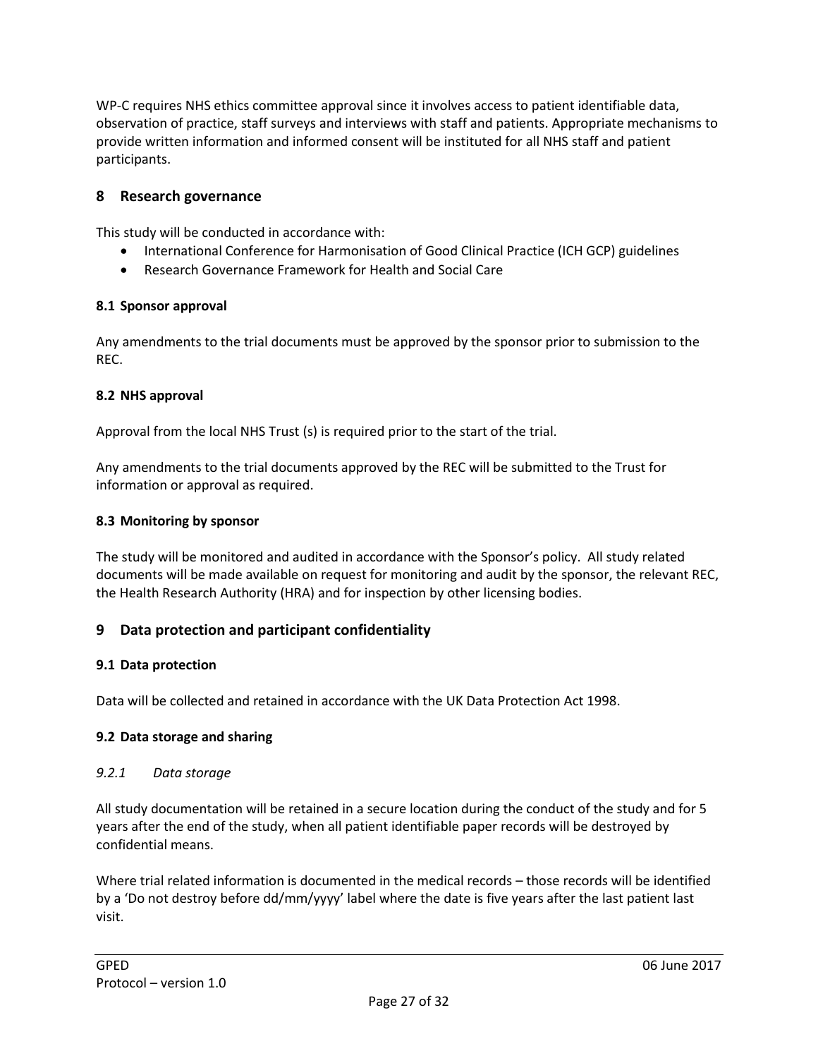WP-C requires NHS ethics committee approval since it involves access to patient identifiable data, observation of practice, staff surveys and interviews with staff and patients. Appropriate mechanisms to provide written information and informed consent will be instituted for all NHS staff and patient participants.

## 8 Research governance

This study will be conducted in accordance with:

- International Conference for Harmonisation of Good Clinical Practice (ICH GCP) guidelines
- Research Governance Framework for Health and Social Care

### 8.1 Sponsor approval

Any amendments to the trial documents must be approved by the sponsor prior to submission to the REC.

### 8.2 NHS approval

Approval from the local NHS Trust (s) is required prior to the start of the trial.

Any amendments to the trial documents approved by the REC will be submitted to the Trust for information or approval as required.

### 8.3 Monitoring by sponsor

The study will be monitored and audited in accordance with the Sponsor's policy. All study related documents will be made available on request for monitoring and audit by the sponsor, the relevant REC, the Health Research Authority (HRA) and for inspection by other licensing bodies.

## 9 Data protection and participant confidentiality

### 9.1 Data protection

Data will be collected and retained in accordance with the UK Data Protection Act 1998.

### 9.2 Data storage and sharing

#### *9.2.1 Data storage*

All study documentation will be retained in a secure location during the conduct of the study and for 5 years after the end of the study, when all patient identifiable paper records will be destroyed by confidential means.

Where trial related information is documented in the medical records – those records will be identified by a 'Do not destroy before dd/mm/yyyy' label where the date is five years after the last patient last visit.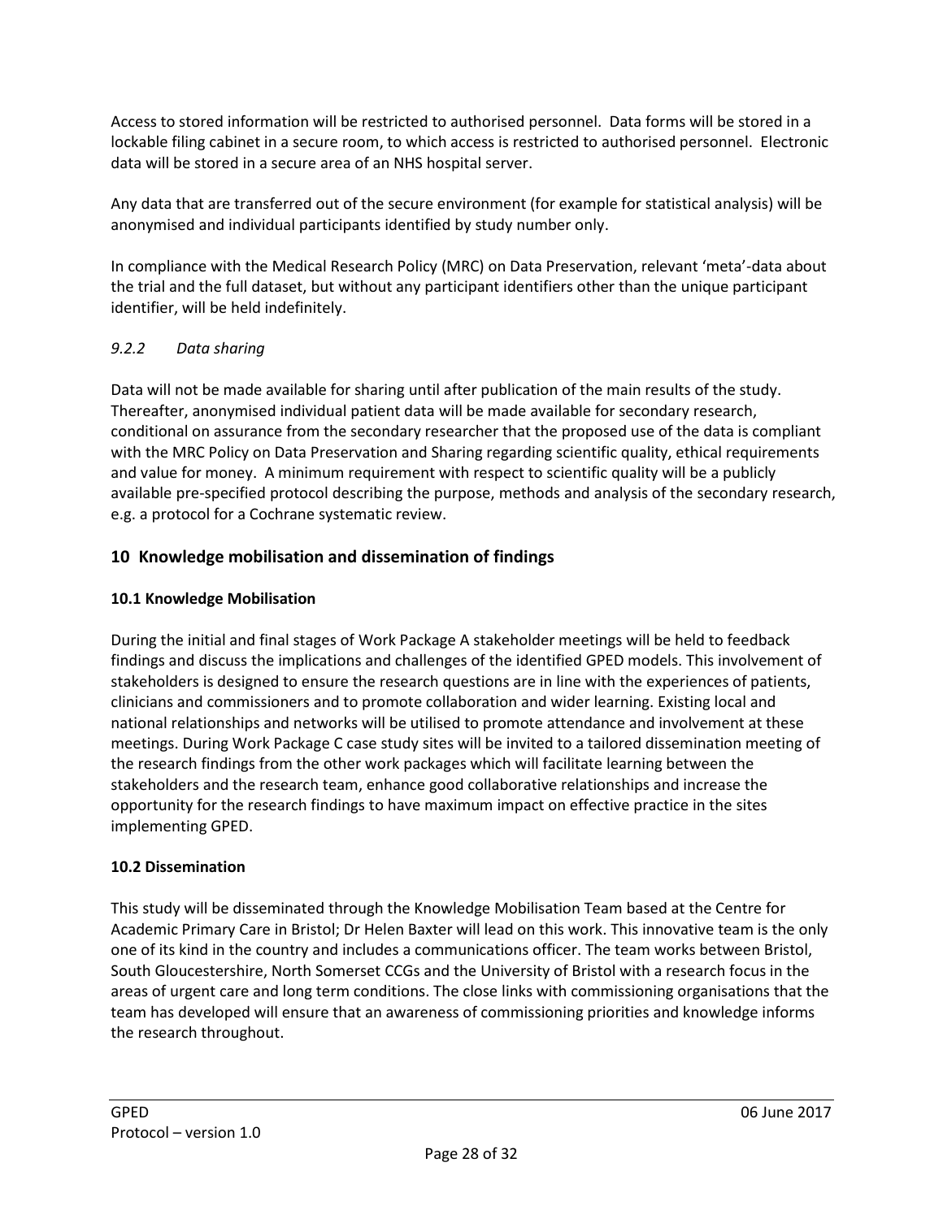Access to stored information will be restricted to authorised personnel. Data forms will be stored in a lockable filing cabinet in a secure room, to which access is restricted to authorised personnel. Electronic data will be stored in a secure area of an NHS hospital server.

Any data that are transferred out of the secure environment (for example for statistical analysis) will be anonymised and individual participants identified by study number only.

In compliance with the Medical Research Policy (MRC) on Data Preservation, relevant 'meta'-data about the trial and the full dataset, but without any participant identifiers other than the unique participant identifier, will be held indefinitely.

#### *9.2.2 Data sharing*

Data will not be made available for sharing until after publication of the main results of the study. Thereafter, anonymised individual patient data will be made available for secondary research, conditional on assurance from the secondary researcher that the proposed use of the data is compliant with the MRC Policy on Data Preservation and Sharing regarding scientific quality, ethical requirements and value for money. A minimum requirement with respect to scientific quality will be a publicly available pre-specified protocol describing the purpose, methods and analysis of the secondary research, e.g. a protocol for a Cochrane systematic review.

## 10 Knowledge mobilisation and dissemination of findings

### 10.1 Knowledge Mobilisation

During the initial and final stages of Work Package A stakeholder meetings will be held to feedback findings and discuss the implications and challenges of the identified GPED models. This involvement of stakeholders is designed to ensure the research questions are in line with the experiences of patients, clinicians and commissioners and to promote collaboration and wider learning. Existing local and national relationships and networks will be utilised to promote attendance and involvement at these meetings. During Work Package C case study sites will be invited to a tailored dissemination meeting of the research findings from the other work packages which will facilitate learning between the stakeholders and the research team, enhance good collaborative relationships and increase the opportunity for the research findings to have maximum impact on effective practice in the sites implementing GPED.

### 10.2 Dissemination

This study will be disseminated through the Knowledge Mobilisation Team based at the Centre for Academic Primary Care in Bristol; Dr Helen Baxter will lead on this work. This innovative team is the only one of its kind in the country and includes a communications officer. The team works between Bristol, South Gloucestershire, North Somerset CCGs and the University of Bristol with a research focus in the areas of urgent care and long term conditions. The close links with commissioning organisations that the team has developed will ensure that an awareness of commissioning priorities and knowledge informs the research throughout.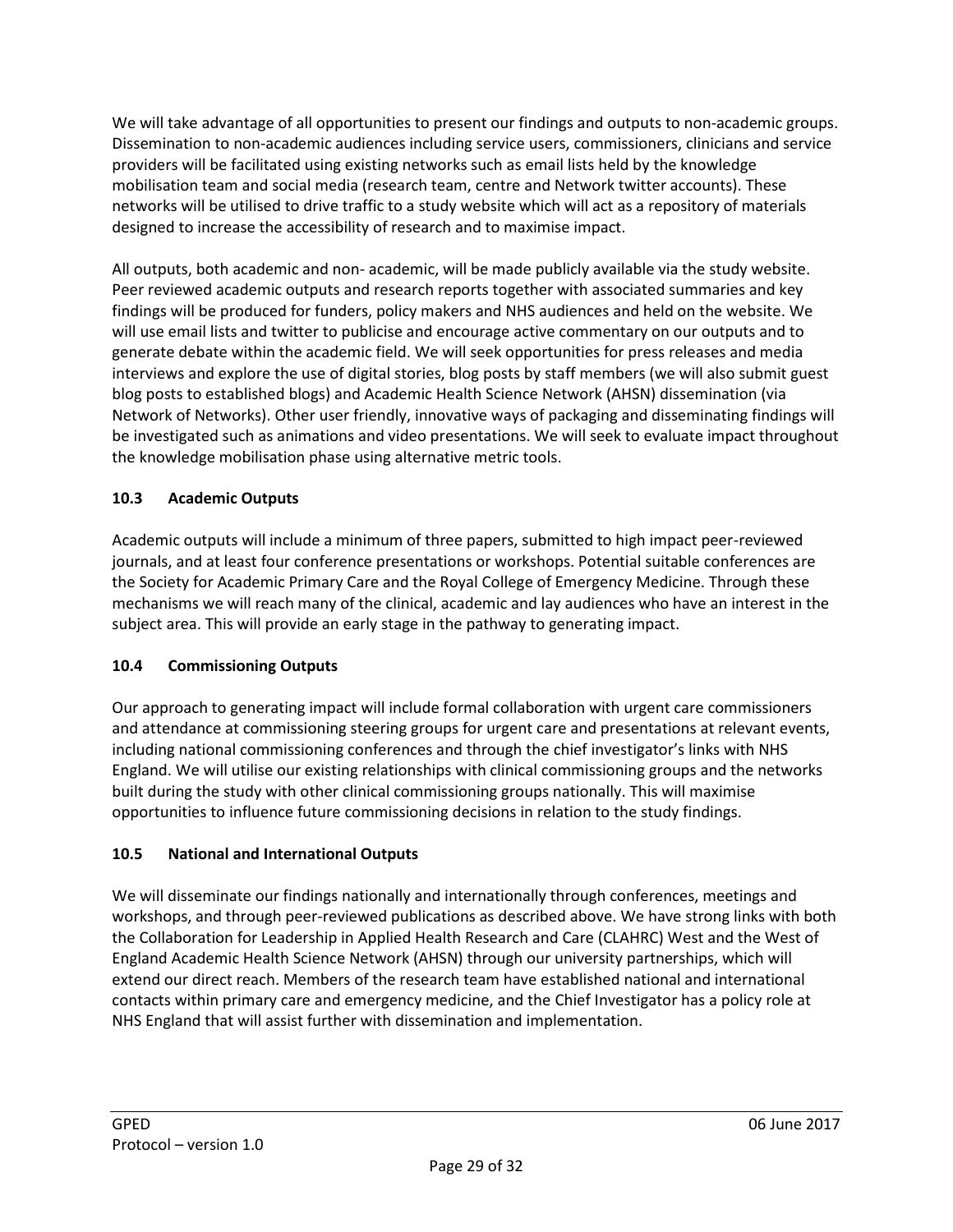We will take advantage of all opportunities to present our findings and outputs to non-academic groups. Dissemination to non-academic audiences including service users, commissioners, clinicians and service providers will be facilitated using existing networks such as email lists held by the knowledge mobilisation team and social media (research team, centre and Network twitter accounts). These networks will be utilised to drive traffic to a study website which will act as a repository of materials designed to increase the accessibility of research and to maximise impact.

All outputs, both academic and non- academic, will be made publicly available via the study website. Peer reviewed academic outputs and research reports together with associated summaries and key findings will be produced for funders, policy makers and NHS audiences and held on the website. We will use email lists and twitter to publicise and encourage active commentary on our outputs and to generate debate within the academic field. We will seek opportunities for press releases and media interviews and explore the use of digital stories, blog posts by staff members (we will also submit guest blog posts to established blogs) and Academic Health Science Network (AHSN) dissemination (via Network of Networks). Other user friendly, innovative ways of packaging and disseminating findings will be investigated such as animations and video presentations. We will seek to evaluate impact throughout the knowledge mobilisation phase using alternative metric tools.

### 10.3 Academic Outputs

Academic outputs will include a minimum of three papers, submitted to high impact peer-reviewed journals, and at least four conference presentations or workshops. Potential suitable conferences are the Society for Academic Primary Care and the Royal College of Emergency Medicine. Through these mechanisms we will reach many of the clinical, academic and lay audiences who have an interest in the subject area. This will provide an early stage in the pathway to generating impact.

### 10.4 Commissioning Outputs

Our approach to generating impact will include formal collaboration with urgent care commissioners and attendance at commissioning steering groups for urgent care and presentations at relevant events, including national commissioning conferences and through the chief investigator's links with NHS England. We will utilise our existing relationships with clinical commissioning groups and the networks built during the study with other clinical commissioning groups nationally. This will maximise opportunities to influence future commissioning decisions in relation to the study findings.

### 10.5 National and International Outputs

We will disseminate our findings nationally and internationally through conferences, meetings and workshops, and through peer-reviewed publications as described above. We have strong links with both the Collaboration for Leadership in Applied Health Research and Care (CLAHRC) West and the West of England Academic Health Science Network (AHSN) through our university partnerships, which will extend our direct reach. Members of the research team have established national and international contacts within primary care and emergency medicine, and the Chief Investigator has a policy role at NHS England that will assist further with dissemination and implementation.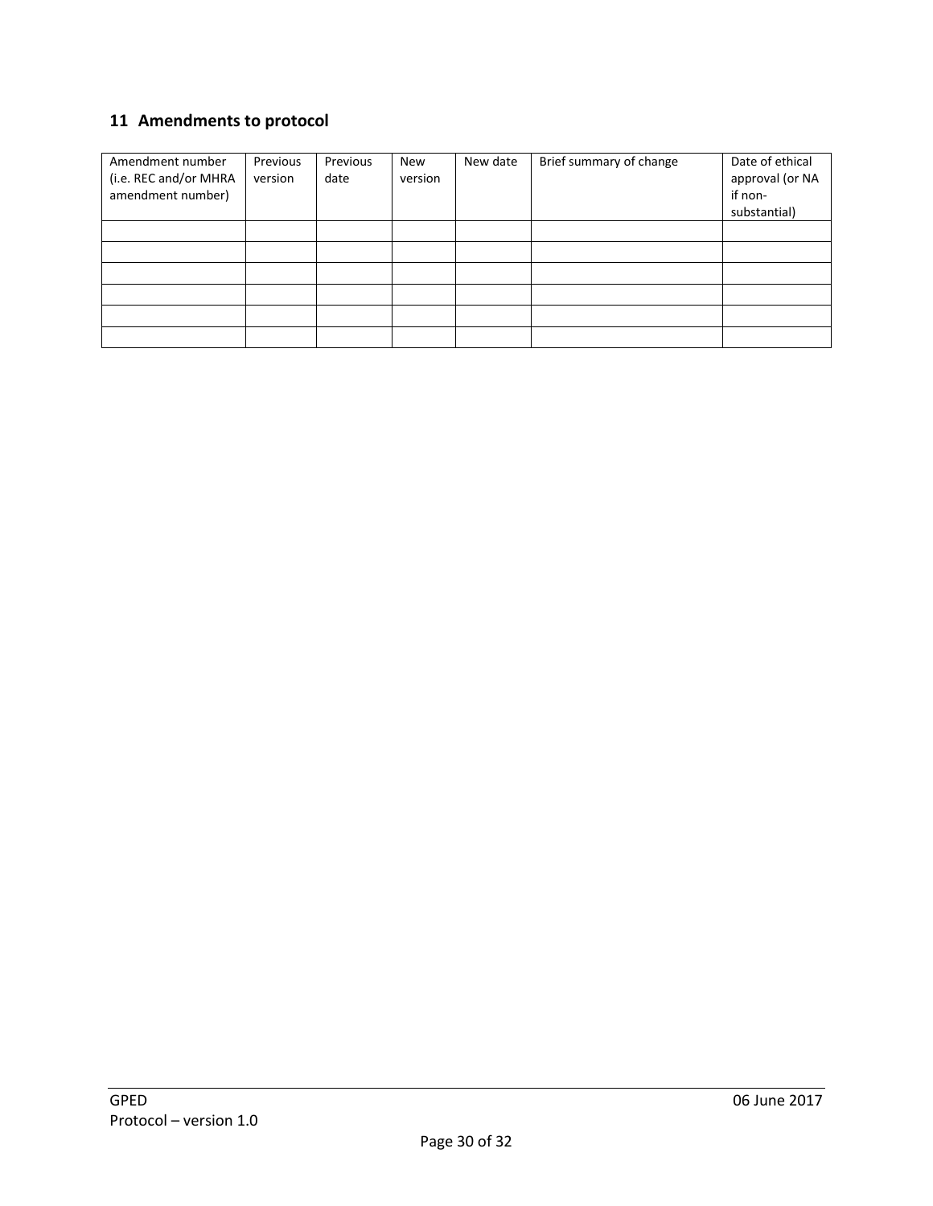## 11 Amendments to protocol

| Amendment number (i.e. REC and/or MHRA amendment number) | Previous version | Previous date | New version | New date | Brief summary of change | Date of ethical approval (or NA if non-substantial) |
|---|---|---|---|---|---|---|
| | | | | | | |
| | | | | | | |
| | | | | | | |
| | | | | | | |
| | | | | | | |
| | | | | | | |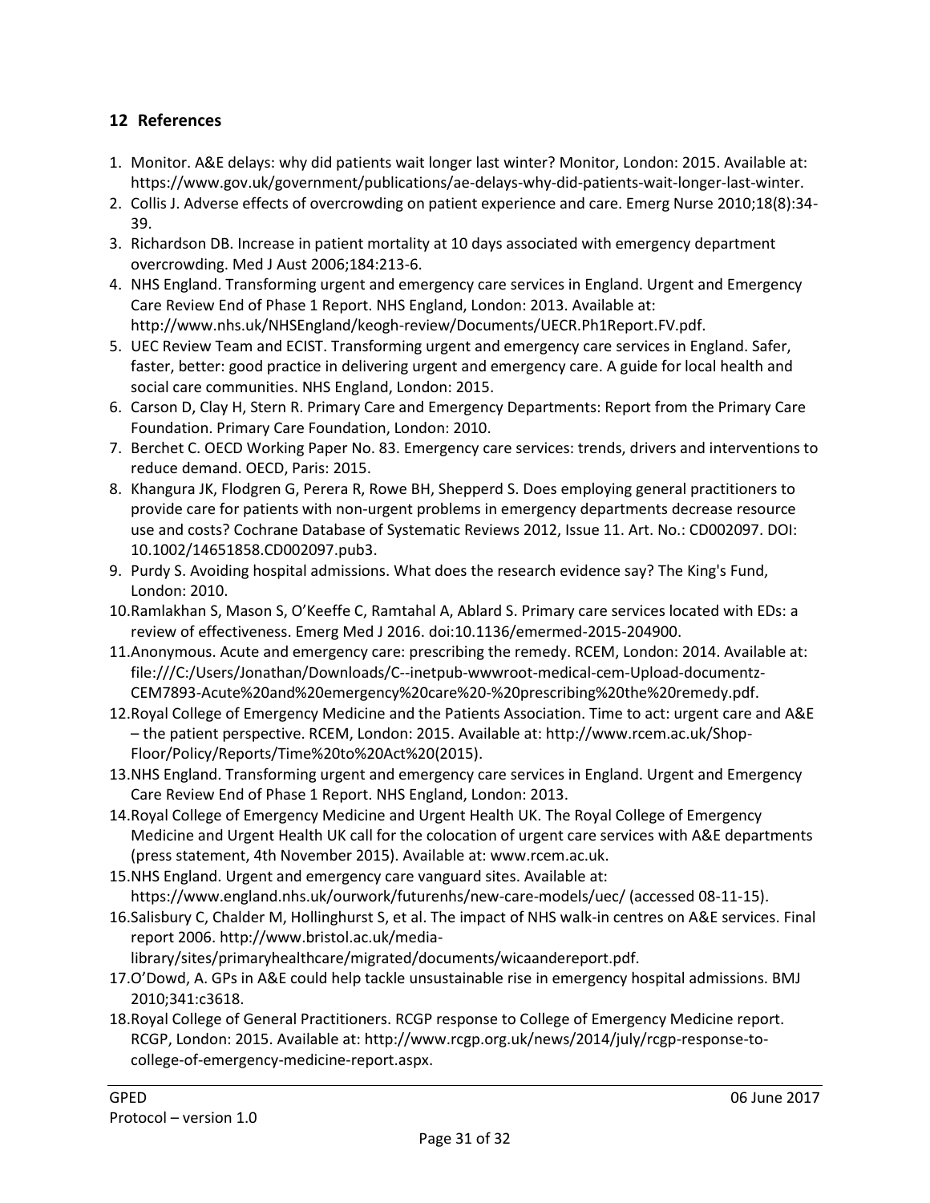## 12 References

1. Monitor. A&E delays: why did patients wait longer last winter? Monitor, London: 2015. Available at: https://www.gov.uk/government/publications/ae-delays-why-did-patients-wait-longer-last-winter.
2. Collis J. Adverse effects of overcrowding on patient experience and care. Emerg Nurse 2010;18(8):34-39.
3. Richardson DB. Increase in patient mortality at 10 days associated with emergency department overcrowding. Med J Aust 2006;184:213-6.
4. NHS England. Transforming urgent and emergency care services in England. Urgent and Emergency Care Review End of Phase 1 Report. NHS England, London: 2013. Available at: http://www.nhs.uk/NHSEngland/keogh-review/Documents/UECR.Ph1Report.FV.pdf.
5. UEC Review Team and ECIST. Transforming urgent and emergency care services in England. Safer, faster, better: good practice in delivering urgent and emergency care. A guide for local health and social care communities. NHS England, London: 2015.
6. Carson D, Clay H, Stern R. Primary Care and Emergency Departments: Report from the Primary Care Foundation. Primary Care Foundation, London: 2010.
7. Berchet C. OECD Working Paper No. 83. Emergency care services: trends, drivers and interventions to reduce demand. OECD, Paris: 2015.
8. Khangura JK, Flodgren G, Perera R, Rowe BH, Shepperd S. Does employing general practitioners to provide care for patients with non-urgent problems in emergency departments decrease resource use and costs? Cochrane Database of Systematic Reviews 2012, Issue 11. Art. No.: CD002097. DOI: 10.1002/14651858.CD002097.pub3.
9. Purdy S. Avoiding hospital admissions. What does the research evidence say? The King's Fund, London: 2010.
10. Ramlakhan S, Mason S, O'Keeffe C, Ramtahal A, Ablard S. Primary care services located with EDs: a review of effectiveness. Emerg Med J 2016. doi:10.1136/emermed-2015-204900.
11. Anonymous. Acute and emergency care: prescribing the remedy. RCEM, London: 2014. Available at: file:///C:/Users/Jonathan/Downloads/C--inetpub-wwwroot-medical-cem-Upload-documentz-CEM7893-Acute%20and%20emergency%20care%20-%20prescribing%20the%20remedy.pdf.
12. Royal College of Emergency Medicine and the Patients Association. Time to act: urgent care and A&E – the patient perspective. RCEM, London: 2015. Available at: http://www.rcem.ac.uk/Shop-Floor/Policy/Reports/Time%20to%20Act%20(2015).
13. NHS England. Transforming urgent and emergency care services in England. Urgent and Emergency Care Review End of Phase 1 Report. NHS England, London: 2013.
14. Royal College of Emergency Medicine and Urgent Health UK. The Royal College of Emergency Medicine and Urgent Health UK call for the colocation of urgent care services with A&E departments (press statement, 4th November 2015). Available at: www.rcem.ac.uk.
15. NHS England. Urgent and emergency care vanguard sites. Available at: https://www.england.nhs.uk/ourwork/futurenhs/new-care-models/uec/ (accessed 08-11-15).
16. Salisbury C, Chalder M, Hollinghurst S, et al. The impact of NHS walk-in centres on A&E services. Final report 2006. http://www.bristol.ac.uk/media-library/sites/primaryhealthcare/migrated/documents/wicaandereport.pdf.
17. O'Dowd, A. GPs in A&E could help tackle unsustainable rise in emergency hospital admissions. BMJ 2010;341:c3618.
18. Royal College of General Practitioners. RCGP response to College of Emergency Medicine report. RCGP, London: 2015. Available at: http://www.rcgp.org.uk/news/2014/july/rcgp-response-to-college-of-emergency-medicine-report.aspx.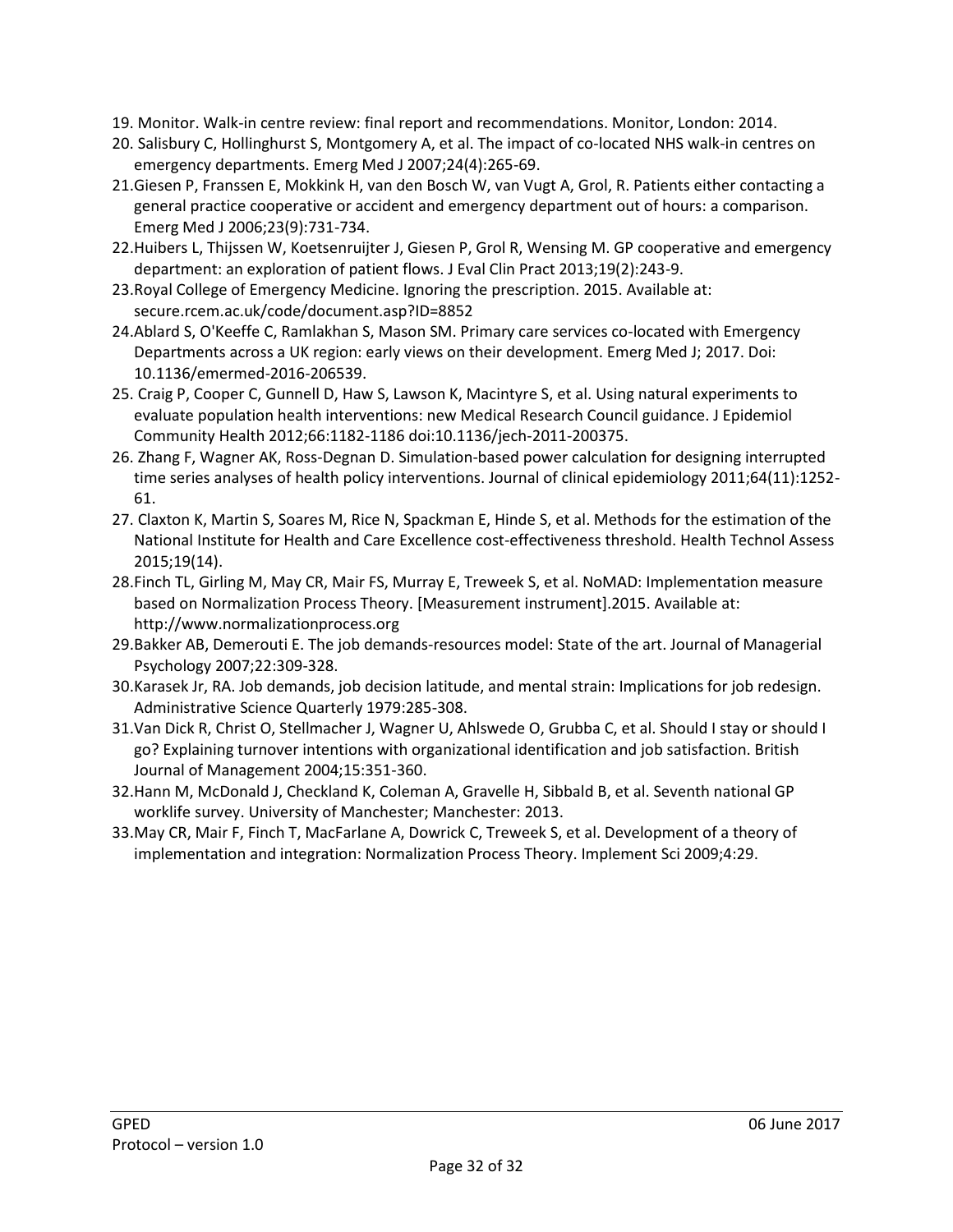19. Monitor. Walk-in centre review: final report and recommendations. Monitor, London: 2014.
20. Salisbury C, Hollinghurst S, Montgomery A, et al. The impact of co-located NHS walk-in centres on emergency departments. Emerg Med J 2007;24(4):265-69.
21. Giesen P, Franssen E, Mokkink H, van den Bosch W, van Vugt A, Grol, R. Patients either contacting a general practice cooperative or accident and emergency department out of hours: a comparison. Emerg Med J 2006;23(9):731-734.
22. Huibers L, Thijssen W, Koetsenruijter J, Giesen P, Grol R, Wensing M. GP cooperative and emergency department: an exploration of patient flows. J Eval Clin Pract 2013;19(2):243-9.
23. Royal College of Emergency Medicine. Ignoring the prescription. 2015. Available at: secure.rcem.ac.uk/code/document.asp?ID=8852
24. Ablard S, O'Keeffe C, Ramlakhan S, Mason SM. Primary care services co-located with Emergency Departments across a UK region: early views on their development. Emerg Med J; 2017. Doi: 10.1136/emermed-2016-206539.
25. Craig P, Cooper C, Gunnell D, Haw S, Lawson K, Macintyre S, et al. Using natural experiments to evaluate population health interventions: new Medical Research Council guidance. J Epidemiol Community Health 2012;66:1182-1186 doi:10.1136/jech-2011-200375.
26. Zhang F, Wagner AK, Ross-Degnan D. Simulation-based power calculation for designing interrupted time series analyses of health policy interventions. Journal of clinical epidemiology 2011;64(11):1252-61.
27. Claxton K, Martin S, Soares M, Rice N, Spackman E, Hinde S, et al. Methods for the estimation of the National Institute for Health and Care Excellence cost-effectiveness threshold. Health Technol Assess 2015;19(14).
28. Finch TL, Girling M, May CR, Mair FS, Murray E, Treweek S, et al. NoMAD: Implementation measure based on Normalization Process Theory. [Measurement instrument].2015. Available at: http://www.normalizationprocess.org
29. Bakker AB, Demerouti E. The job demands-resources model: State of the art. Journal of Managerial Psychology 2007;22:309-328.
30. Karasek Jr, RA. Job demands, job decision latitude, and mental strain: Implications for job redesign. Administrative Science Quarterly 1979:285-308.
31. Van Dick R, Christ O, Stellmacher J, Wagner U, Ahlswede O, Grubba C, et al. Should I stay or should I go? Explaining turnover intentions with organizational identification and job satisfaction. British Journal of Management 2004;15:351-360.
32. Hann M, McDonald J, Checkland K, Coleman A, Gravelle H, Sibbald B, et al. Seventh national GP worklife survey. University of Manchester; Manchester: 2013.
33. May CR, Mair F, Finch T, MacFarlane A, Dowrick C, Treweek S, et al. Development of a theory of implementation and integration: Normalization Process Theory. Implement Sci 2009;4:29.